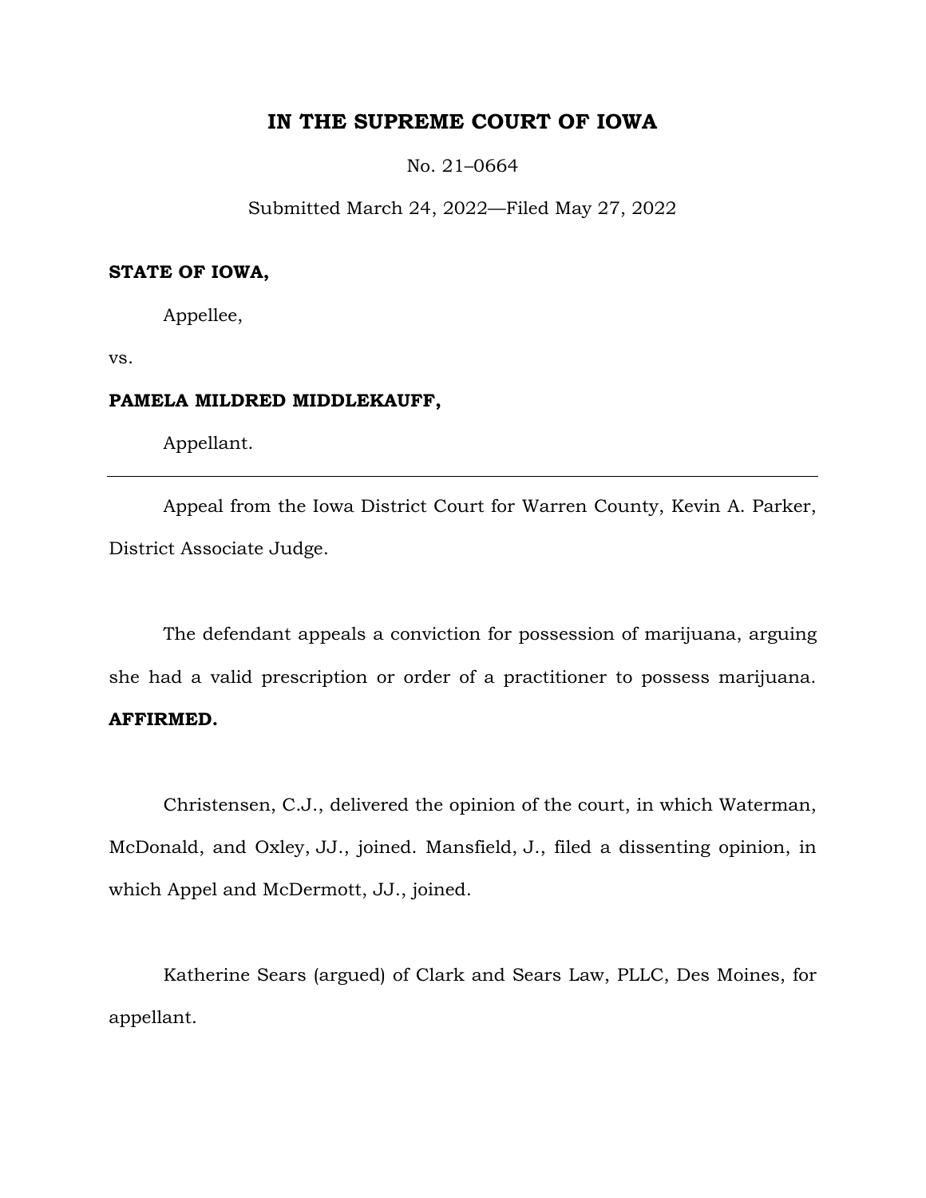# IN THE SUPREME COURT OF IOWA

No. 21–0664

Submitted March 24, 2022—Filed May 27, 2022

**STATE OF IOWA,**

Appellee,

vs.

**PAMELA MILDRED MIDDLEKAUFF,**

Appellant.

---

Appeal from the Iowa District Court for Warren County, Kevin A. Parker, District Associate Judge.

The defendant appeals a conviction for possession of marijuana, arguing she had a valid prescription or order of a practitioner to possess marijuana. **AFFIRMED.**

Christensen, C.J., delivered the opinion of the court, in which Waterman, McDonald, and Oxley, JJ., joined. Mansfield, J., filed a dissenting opinion, in which Appel and McDermott, JJ., joined.

Katherine Sears (argued) of Clark and Sears Law, PLLC, Des Moines, for appellant.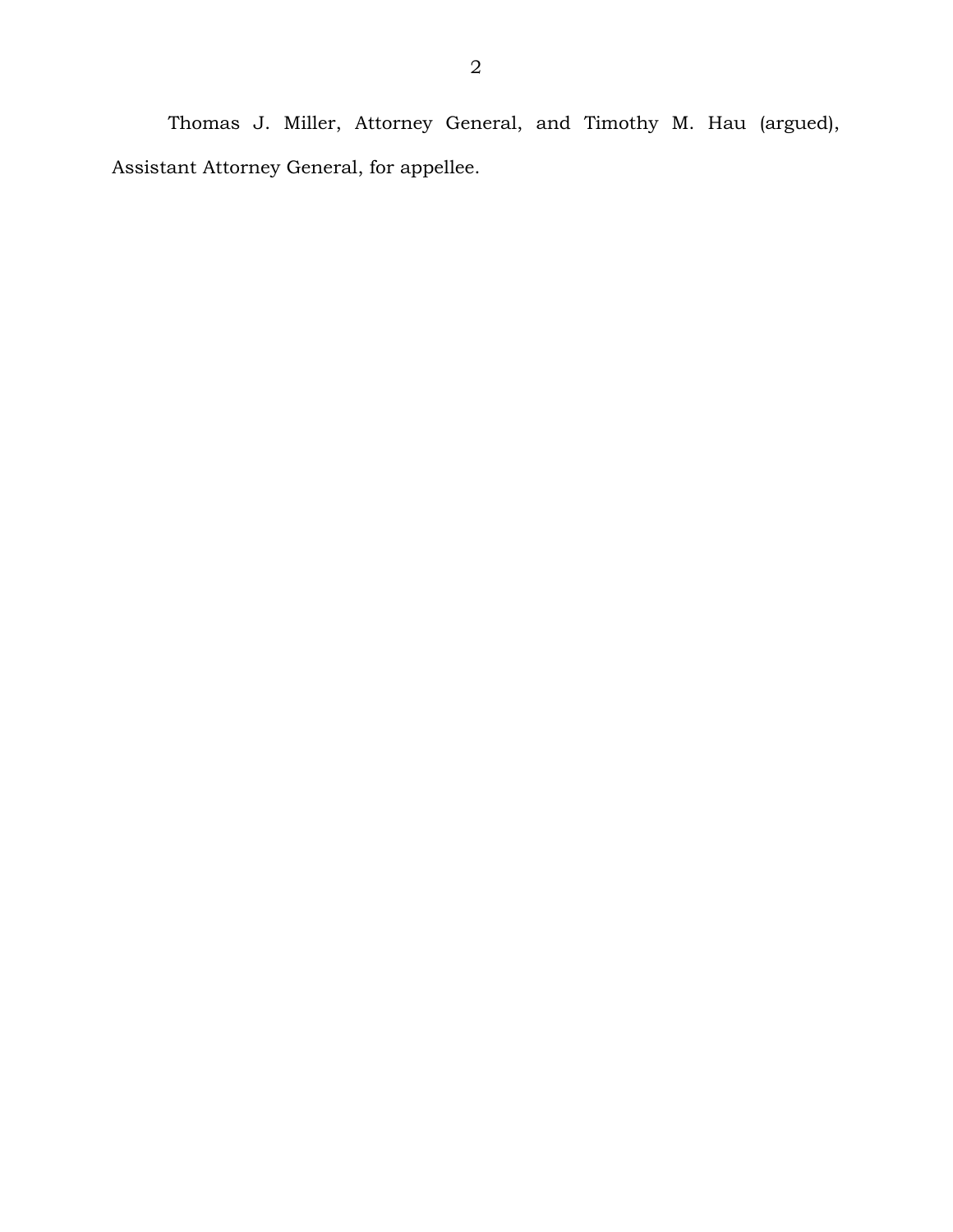Thomas J. Miller, Attorney General, and Timothy M. Hau (argued), Assistant Attorney General, for appellee.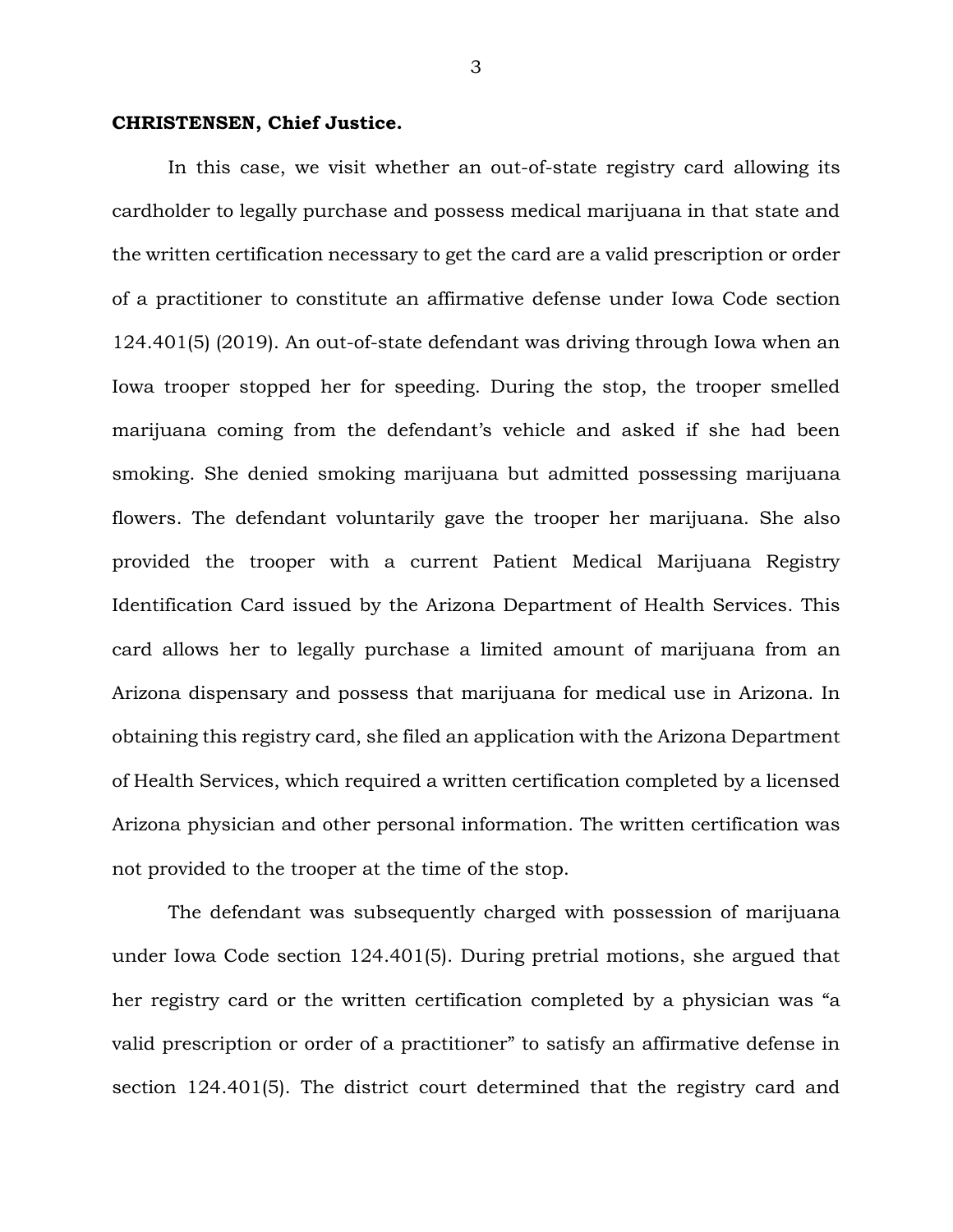**CHRISTENSEN, Chief Justice.**

In this case, we visit whether an out-of-state registry card allowing its cardholder to legally purchase and possess medical marijuana in that state and the written certification necessary to get the card are a valid prescription or order of a practitioner to constitute an affirmative defense under Iowa Code section 124.401(5) (2019). An out-of-state defendant was driving through Iowa when an Iowa trooper stopped her for speeding. During the stop, the trooper smelled marijuana coming from the defendant's vehicle and asked if she had been smoking. She denied smoking marijuana but admitted possessing marijuana flowers. The defendant voluntarily gave the trooper her marijuana. She also provided the trooper with a current Patient Medical Marijuana Registry Identification Card issued by the Arizona Department of Health Services. This card allows her to legally purchase a limited amount of marijuana from an Arizona dispensary and possess that marijuana for medical use in Arizona. In obtaining this registry card, she filed an application with the Arizona Department of Health Services, which required a written certification completed by a licensed Arizona physician and other personal information. The written certification was not provided to the trooper at the time of the stop.

The defendant was subsequently charged with possession of marijuana under Iowa Code section 124.401(5). During pretrial motions, she argued that her registry card or the written certification completed by a physician was "a valid prescription or order of a practitioner" to satisfy an affirmative defense in section 124.401(5). The district court determined that the registry card and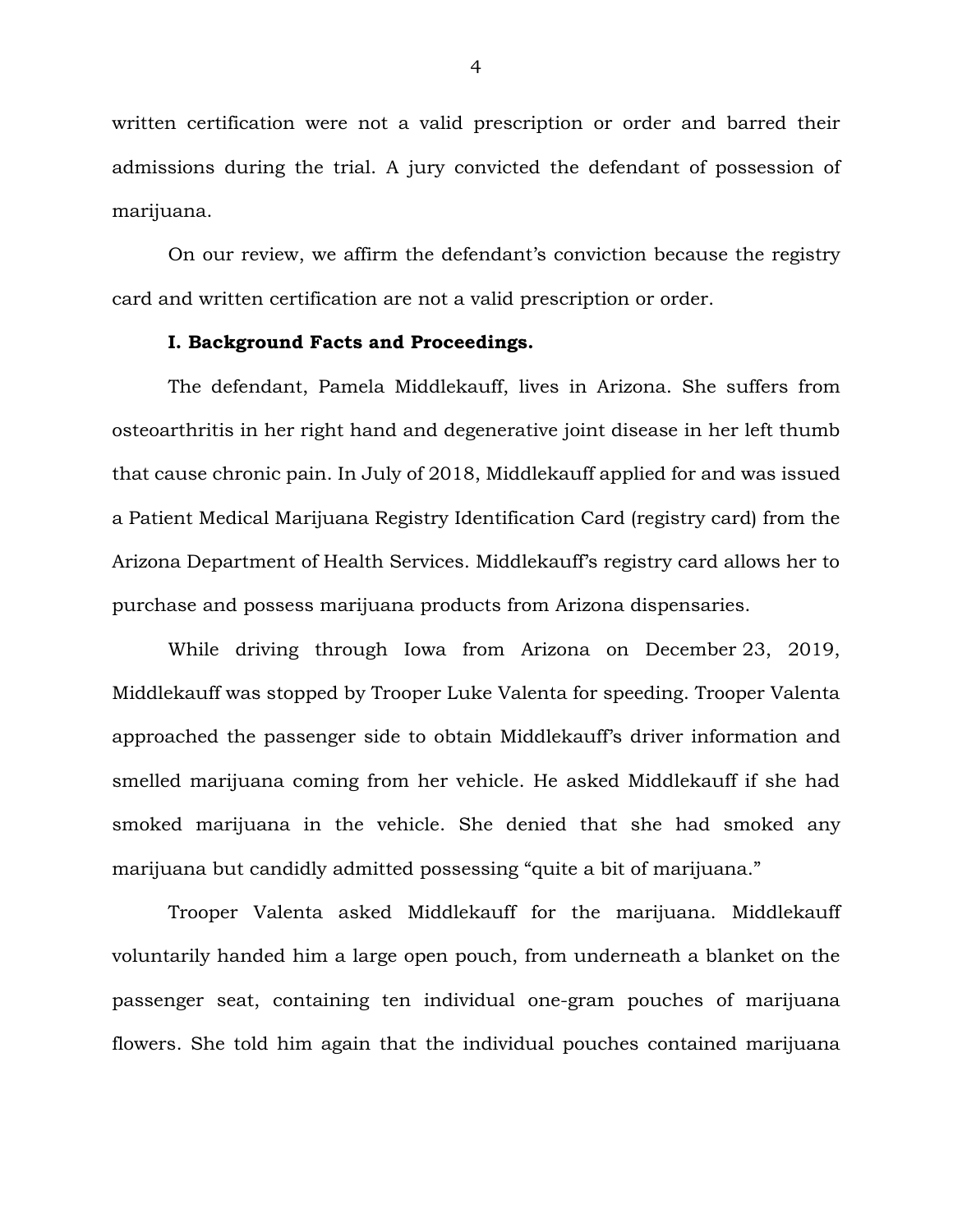written certification were not a valid prescription or order and barred their admissions during the trial. A jury convicted the defendant of possession of marijuana.

On our review, we affirm the defendant's conviction because the registry card and written certification are not a valid prescription or order.

**I. Background Facts and Proceedings.**

The defendant, Pamela Middlekauff, lives in Arizona. She suffers from osteoarthritis in her right hand and degenerative joint disease in her left thumb that cause chronic pain. In July of 2018, Middlekauff applied for and was issued a Patient Medical Marijuana Registry Identification Card (registry card) from the Arizona Department of Health Services. Middlekauff's registry card allows her to purchase and possess marijuana products from Arizona dispensaries.

While driving through Iowa from Arizona on December 23, 2019, Middlekauff was stopped by Trooper Luke Valenta for speeding. Trooper Valenta approached the passenger side to obtain Middlekauff's driver information and smelled marijuana coming from her vehicle. He asked Middlekauff if she had smoked marijuana in the vehicle. She denied that she had smoked any marijuana but candidly admitted possessing "quite a bit of marijuana."

Trooper Valenta asked Middlekauff for the marijuana. Middlekauff voluntarily handed him a large open pouch, from underneath a blanket on the passenger seat, containing ten individual one-gram pouches of marijuana flowers. She told him again that the individual pouches contained marijuana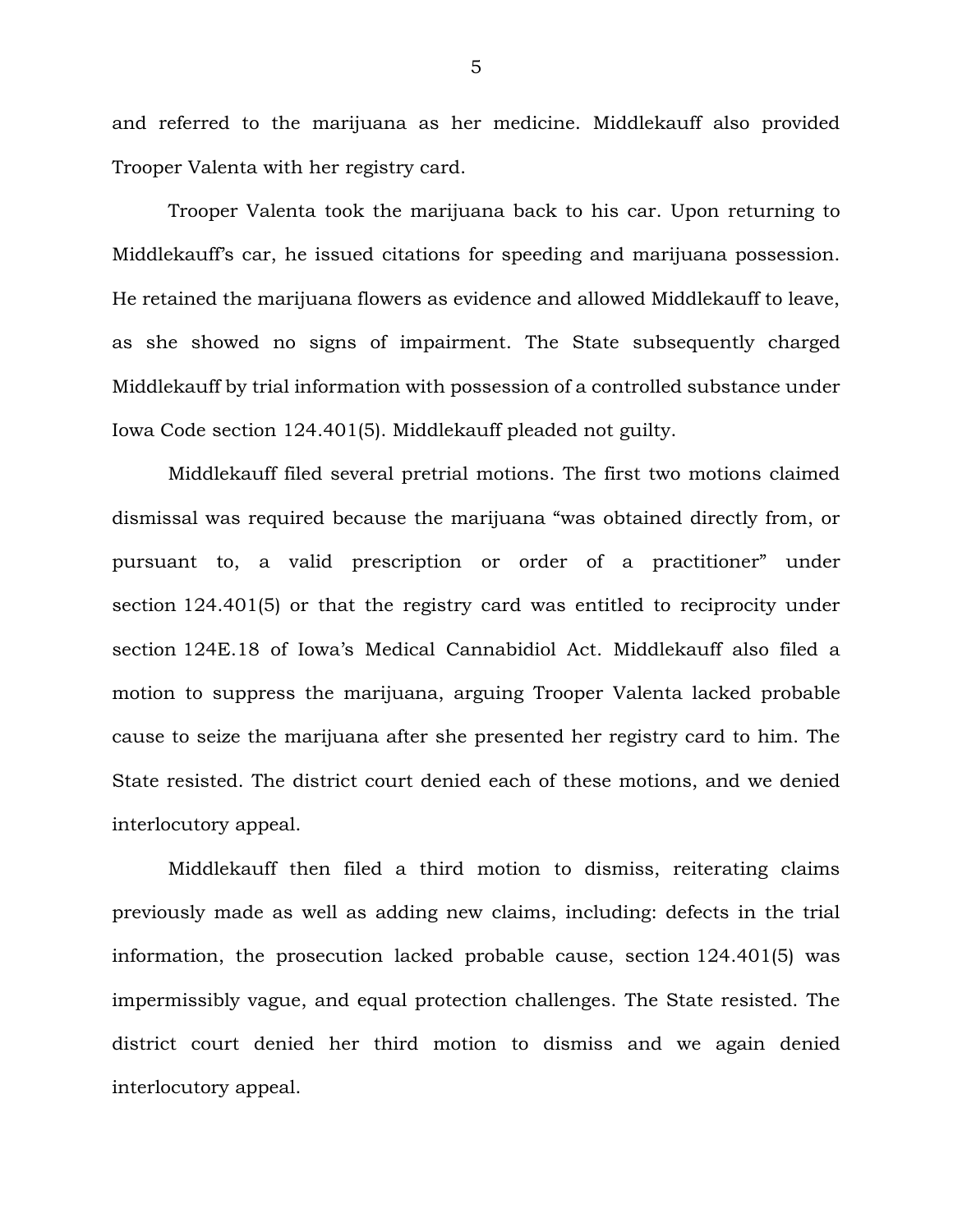and referred to the marijuana as her medicine. Middlekauff also provided Trooper Valenta with her registry card.

Trooper Valenta took the marijuana back to his car. Upon returning to Middlekauff's car, he issued citations for speeding and marijuana possession. He retained the marijuana flowers as evidence and allowed Middlekauff to leave, as she showed no signs of impairment. The State subsequently charged Middlekauff by trial information with possession of a controlled substance under Iowa Code section 124.401(5). Middlekauff pleaded not guilty.

Middlekauff filed several pretrial motions. The first two motions claimed dismissal was required because the marijuana "was obtained directly from, or pursuant to, a valid prescription or order of a practitioner" under section 124.401(5) or that the registry card was entitled to reciprocity under section 124E.18 of Iowa's Medical Cannabidiol Act. Middlekauff also filed a motion to suppress the marijuana, arguing Trooper Valenta lacked probable cause to seize the marijuana after she presented her registry card to him. The State resisted. The district court denied each of these motions, and we denied interlocutory appeal.

Middlekauff then filed a third motion to dismiss, reiterating claims previously made as well as adding new claims, including: defects in the trial information, the prosecution lacked probable cause, section 124.401(5) was impermissibly vague, and equal protection challenges. The State resisted. The district court denied her third motion to dismiss and we again denied interlocutory appeal.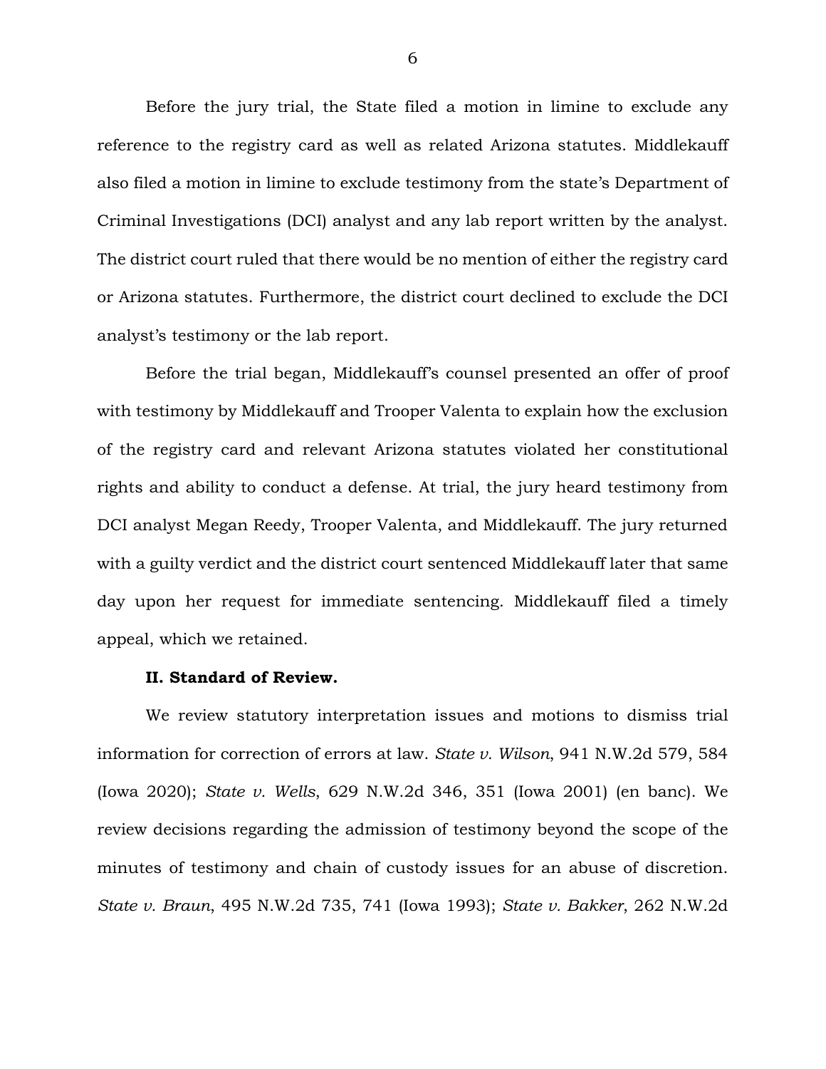Before the jury trial, the State filed a motion in limine to exclude any reference to the registry card as well as related Arizona statutes. Middlekauff also filed a motion in limine to exclude testimony from the state's Department of Criminal Investigations (DCI) analyst and any lab report written by the analyst. The district court ruled that there would be no mention of either the registry card or Arizona statutes. Furthermore, the district court declined to exclude the DCI analyst's testimony or the lab report.

Before the trial began, Middlekauff's counsel presented an offer of proof with testimony by Middlekauff and Trooper Valenta to explain how the exclusion of the registry card and relevant Arizona statutes violated her constitutional rights and ability to conduct a defense. At trial, the jury heard testimony from DCI analyst Megan Reedy, Trooper Valenta, and Middlekauff. The jury returned with a guilty verdict and the district court sentenced Middlekauff later that same day upon her request for immediate sentencing. Middlekauff filed a timely appeal, which we retained.

**II. Standard of Review.**

We review statutory interpretation issues and motions to dismiss trial information for correction of errors at law. *State v. Wilson*, 941 N.W.2d 579, 584 (Iowa 2020); *State v. Wells*, 629 N.W.2d 346, 351 (Iowa 2001) (en banc). We review decisions regarding the admission of testimony beyond the scope of the minutes of testimony and chain of custody issues for an abuse of discretion. *State v. Braun*, 495 N.W.2d 735, 741 (Iowa 1993); *State v. Bakker*, 262 N.W.2d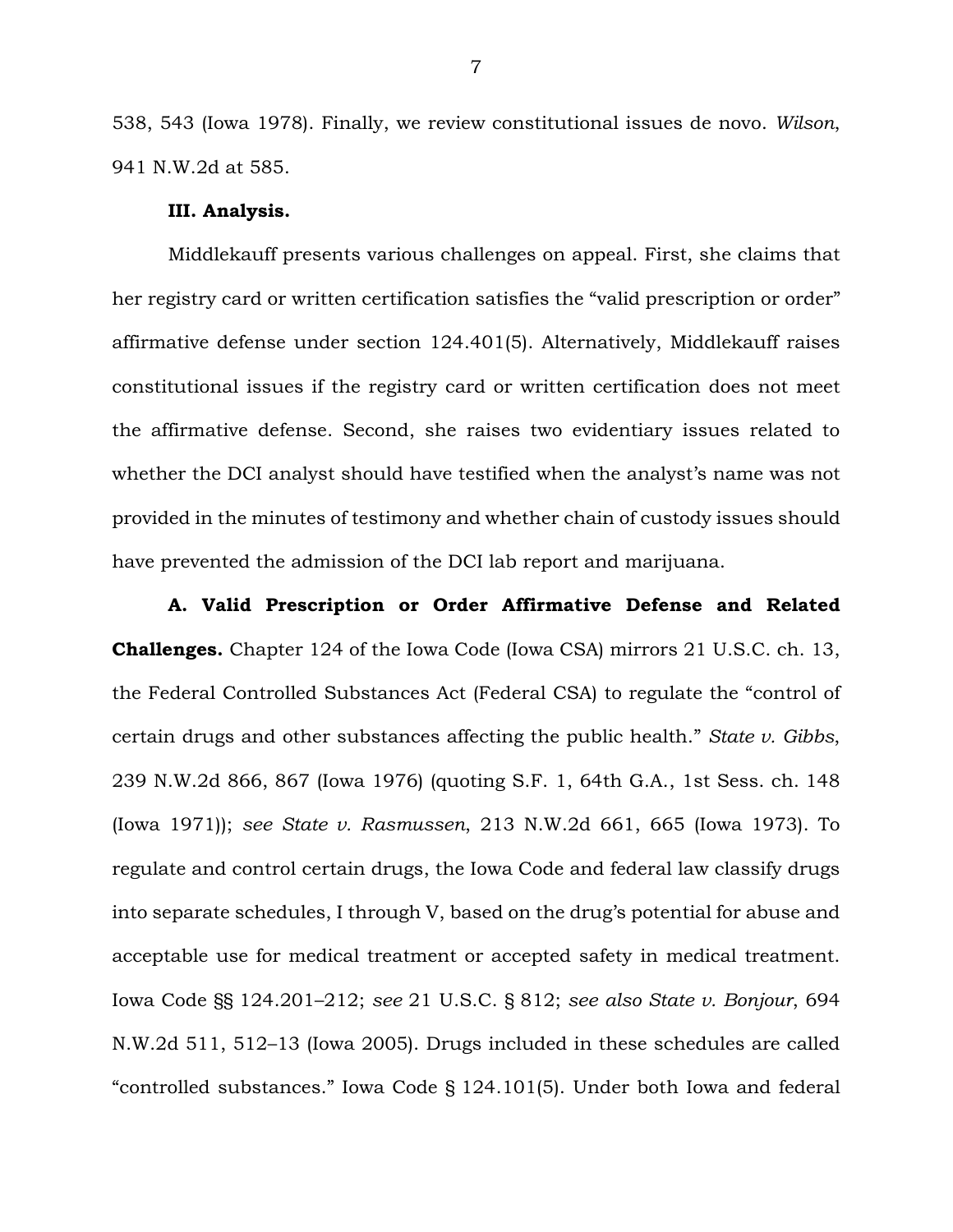538, 543 (Iowa 1978). Finally, we review constitutional issues de novo. *Wilson*, 941 N.W.2d at 585.

**III. Analysis.**

Middlekauff presents various challenges on appeal. First, she claims that her registry card or written certification satisfies the "valid prescription or order" affirmative defense under section 124.401(5). Alternatively, Middlekauff raises constitutional issues if the registry card or written certification does not meet the affirmative defense. Second, she raises two evidentiary issues related to whether the DCI analyst should have testified when the analyst's name was not provided in the minutes of testimony and whether chain of custody issues should have prevented the admission of the DCI lab report and marijuana.

**A. Valid Prescription or Order Affirmative Defense and Related Challenges.** Chapter 124 of the Iowa Code (Iowa CSA) mirrors 21 U.S.C. ch. 13, the Federal Controlled Substances Act (Federal CSA) to regulate the "control of certain drugs and other substances affecting the public health." *State v. Gibbs*, 239 N.W.2d 866, 867 (Iowa 1976) (quoting S.F. 1, 64th G.A., 1st Sess. ch. 148 (Iowa 1971)); *see State v. Rasmussen*, 213 N.W.2d 661, 665 (Iowa 1973). To regulate and control certain drugs, the Iowa Code and federal law classify drugs into separate schedules, I through V, based on the drug's potential for abuse and acceptable use for medical treatment or accepted safety in medical treatment. Iowa Code §§ 124.201–212; *see* 21 U.S.C. § 812; *see also State v. Bonjour*, 694 N.W.2d 511, 512–13 (Iowa 2005). Drugs included in these schedules are called "controlled substances." Iowa Code § 124.101(5). Under both Iowa and federal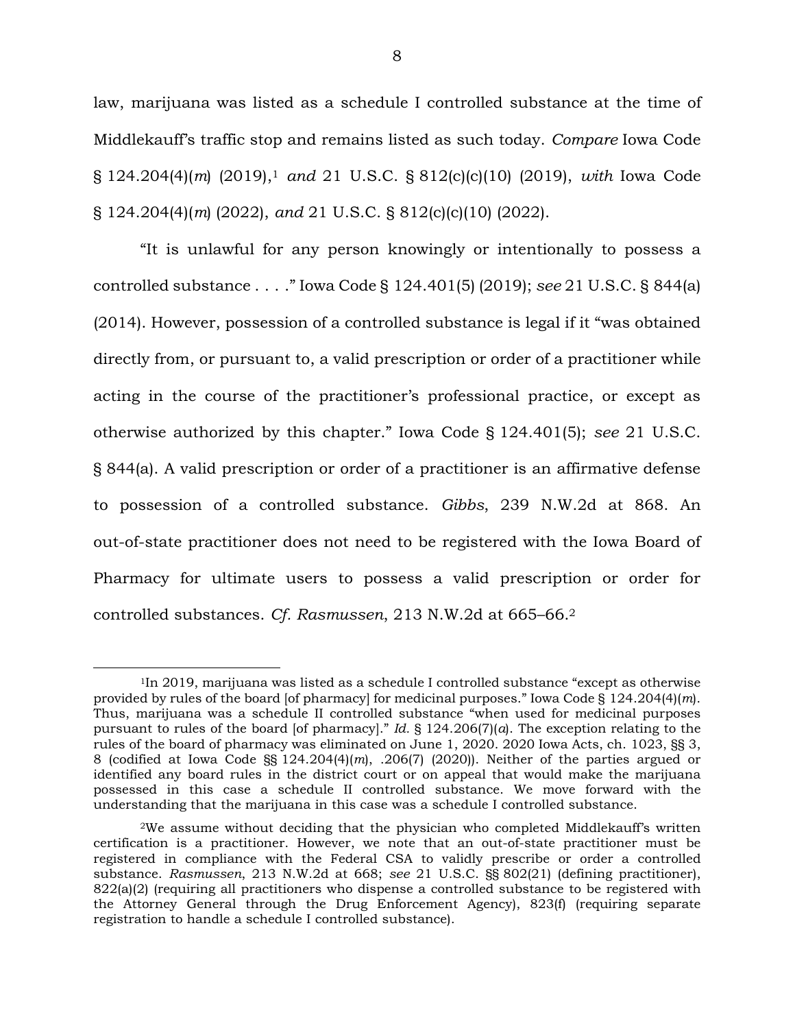law, marijuana was listed as a schedule I controlled substance at the time of Middlekauff's traffic stop and remains listed as such today. *Compare* Iowa Code § 124.204(4)(*m*) (2019),[1] *and* 21 U.S.C. § 812(c)(c)(10) (2019), *with* Iowa Code § 124.204(4)(*m*) (2022), *and* 21 U.S.C. § 812(c)(c)(10) (2022).

"It is unlawful for any person knowingly or intentionally to possess a controlled substance . . . ." Iowa Code § 124.401(5) (2019); *see* 21 U.S.C. § 844(a) (2014). However, possession of a controlled substance is legal if it "was obtained directly from, or pursuant to, a valid prescription or order of a practitioner while acting in the course of the practitioner's professional practice, or except as otherwise authorized by this chapter." Iowa Code § 124.401(5); *see* 21 U.S.C. § 844(a). A valid prescription or order of a practitioner is an affirmative defense to possession of a controlled substance. *Gibbs*, 239 N.W.2d at 868. An out-of-state practitioner does not need to be registered with the Iowa Board of Pharmacy for ultimate users to possess a valid prescription or order for controlled substances. *Cf. Rasmussen*, 213 N.W.2d at 665–66.[2]

---

[1]In 2019, marijuana was listed as a schedule I controlled substance "except as otherwise provided by rules of the board [of pharmacy] for medicinal purposes." Iowa Code § 124.204(4)(*m*). Thus, marijuana was a schedule II controlled substance "when used for medicinal purposes pursuant to rules of the board [of pharmacy]." *Id.* § 124.206(7)(*a*). The exception relating to the rules of the board of pharmacy was eliminated on June 1, 2020. 2020 Iowa Acts, ch. 1023, §§ 3, 8 (codified at Iowa Code §§ 124.204(4)(*m*), .206(7) (2020)). Neither of the parties argued or identified any board rules in the district court or on appeal that would make the marijuana possessed in this case a schedule II controlled substance. We move forward with the understanding that the marijuana in this case was a schedule I controlled substance.

[2]We assume without deciding that the physician who completed Middlekauff's written certification is a practitioner. However, we note that an out-of-state practitioner must be registered in compliance with the Federal CSA to validly prescribe or order a controlled substance. *Rasmussen*, 213 N.W.2d at 668; *see* 21 U.S.C. §§ 802(21) (defining practitioner), 822(a)(2) (requiring all practitioners who dispense a controlled substance to be registered with the Attorney General through the Drug Enforcement Agency), 823(f) (requiring separate registration to handle a schedule I controlled substance).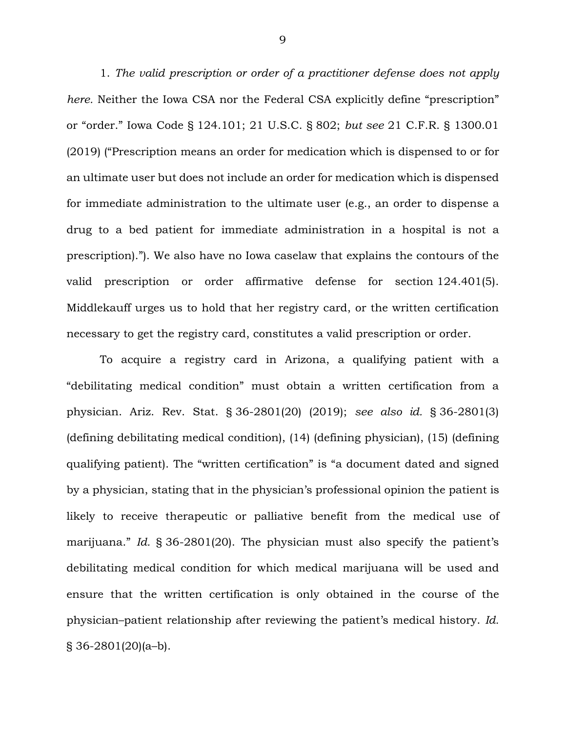1. *The valid prescription or order of a practitioner defense does not apply here.* Neither the Iowa CSA nor the Federal CSA explicitly define "prescription" or "order." Iowa Code § 124.101; 21 U.S.C. § 802; *but see* 21 C.F.R. § 1300.01 (2019) ("Prescription means an order for medication which is dispensed to or for an ultimate user but does not include an order for medication which is dispensed for immediate administration to the ultimate user (e.g., an order to dispense a drug to a bed patient for immediate administration in a hospital is not a prescription)."). We also have no Iowa caselaw that explains the contours of the valid prescription or order affirmative defense for section 124.401(5). Middlekauff urges us to hold that her registry card, or the written certification necessary to get the registry card, constitutes a valid prescription or order.

To acquire a registry card in Arizona, a qualifying patient with a "debilitating medical condition" must obtain a written certification from a physician. Ariz. Rev. Stat. § 36-2801(20) (2019); *see also id.* § 36-2801(3) (defining debilitating medical condition), (14) (defining physician), (15) (defining qualifying patient). The "written certification" is "a document dated and signed by a physician, stating that in the physician's professional opinion the patient is likely to receive therapeutic or palliative benefit from the medical use of marijuana." *Id.* § 36-2801(20). The physician must also specify the patient's debilitating medical condition for which medical marijuana will be used and ensure that the written certification is only obtained in the course of the physician–patient relationship after reviewing the patient's medical history. *Id.* § 36-2801(20)(a–b).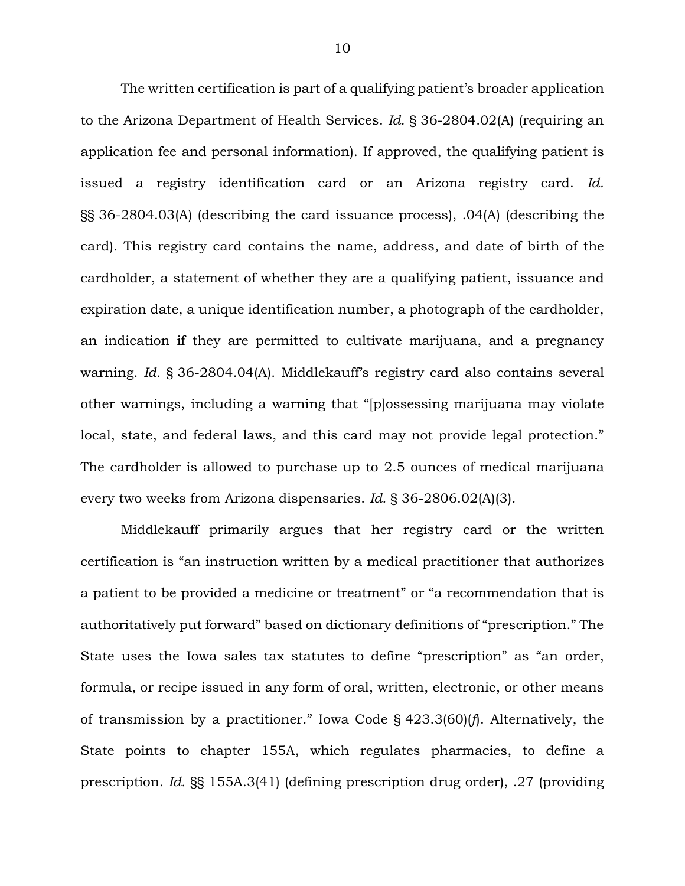The written certification is part of a qualifying patient's broader application to the Arizona Department of Health Services. *Id.* § 36-2804.02(A) (requiring an application fee and personal information). If approved, the qualifying patient is issued a registry identification card or an Arizona registry card. *Id.* §§ 36-2804.03(A) (describing the card issuance process), .04(A) (describing the card). This registry card contains the name, address, and date of birth of the cardholder, a statement of whether they are a qualifying patient, issuance and expiration date, a unique identification number, a photograph of the cardholder, an indication if they are permitted to cultivate marijuana, and a pregnancy warning. *Id.* § 36-2804.04(A). Middlekauff's registry card also contains several other warnings, including a warning that "[p]ossessing marijuana may violate local, state, and federal laws, and this card may not provide legal protection." The cardholder is allowed to purchase up to 2.5 ounces of medical marijuana every two weeks from Arizona dispensaries. *Id.* § 36-2806.02(A)(3).

Middlekauff primarily argues that her registry card or the written certification is "an instruction written by a medical practitioner that authorizes a patient to be provided a medicine or treatment" or "a recommendation that is authoritatively put forward" based on dictionary definitions of "prescription." The State uses the Iowa sales tax statutes to define "prescription" as "an order, formula, or recipe issued in any form of oral, written, electronic, or other means of transmission by a practitioner." Iowa Code § 423.3(60)(*f*). Alternatively, the State points to chapter 155A, which regulates pharmacies, to define a prescription. *Id.* §§ 155A.3(41) (defining prescription drug order), .27 (providing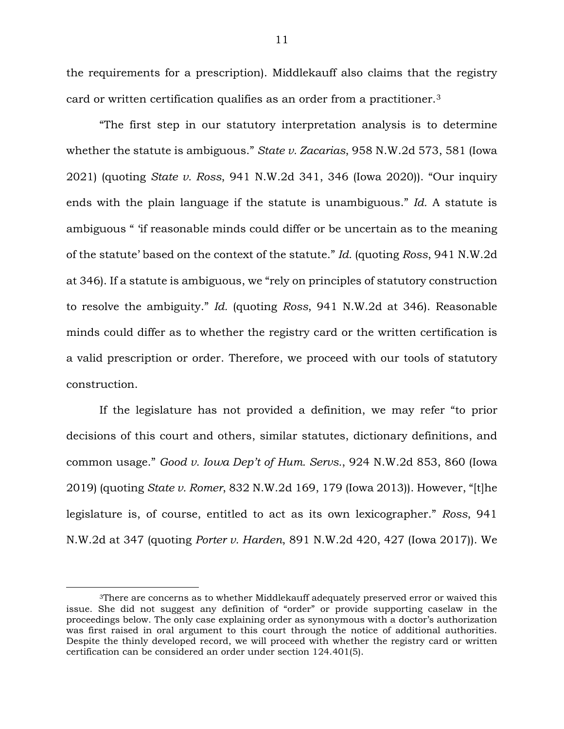the requirements for a prescription). Middlekauff also claims that the registry card or written certification qualifies as an order from a practitioner.[3]

"The first step in our statutory interpretation analysis is to determine whether the statute is ambiguous." *State v. Zacarias*, 958 N.W.2d 573, 581 (Iowa 2021) (quoting *State v. Ross*, 941 N.W.2d 341, 346 (Iowa 2020)). "Our inquiry ends with the plain language if the statute is unambiguous." *Id.* A statute is ambiguous " 'if reasonable minds could differ or be uncertain as to the meaning of the statute' based on the context of the statute." *Id.* (quoting *Ross*, 941 N.W.2d at 346). If a statute is ambiguous, we "rely on principles of statutory construction to resolve the ambiguity." *Id.* (quoting *Ross*, 941 N.W.2d at 346). Reasonable minds could differ as to whether the registry card or the written certification is a valid prescription or order. Therefore, we proceed with our tools of statutory construction.

If the legislature has not provided a definition, we may refer "to prior decisions of this court and others, similar statutes, dictionary definitions, and common usage." *Good v. Iowa Dep't of Hum. Servs.*, 924 N.W.2d 853, 860 (Iowa 2019) (quoting *State v. Romer*, 832 N.W.2d 169, 179 (Iowa 2013)). However, "[t]he legislature is, of course, entitled to act as its own lexicographer." *Ross*, 941 N.W.2d at 347 (quoting *Porter v. Harden*, 891 N.W.2d 420, 427 (Iowa 2017)). We

---

[3]There are concerns as to whether Middlekauff adequately preserved error or waived this issue. She did not suggest any definition of "order" or provide supporting caselaw in the proceedings below. The only case explaining order as synonymous with a doctor's authorization was first raised in oral argument to this court through the notice of additional authorities. Despite the thinly developed record, we will proceed with whether the registry card or written certification can be considered an order under section 124.401(5).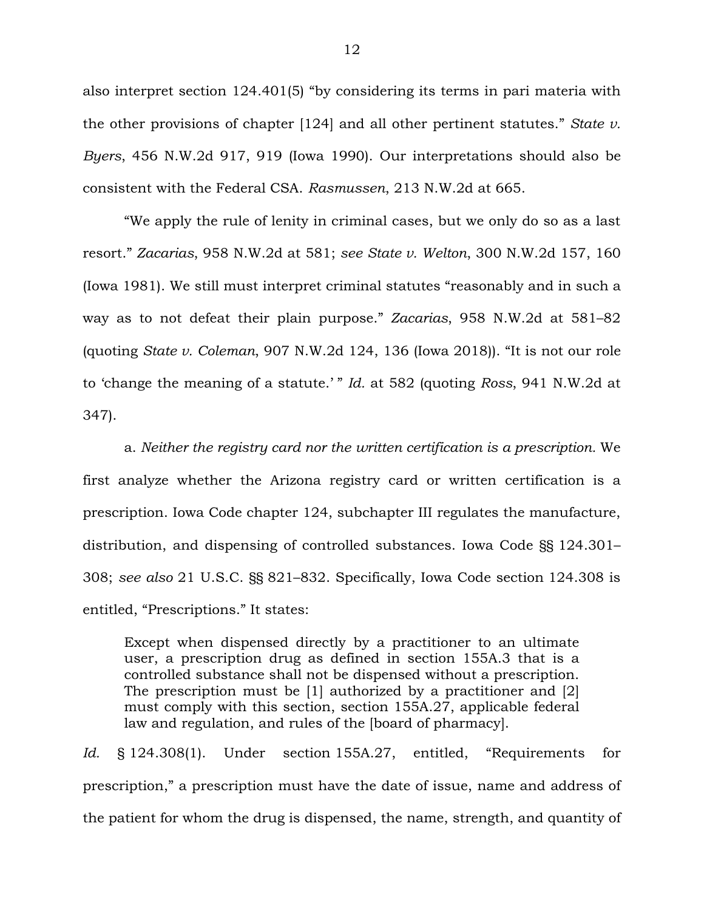also interpret section 124.401(5) "by considering its terms in pari materia with the other provisions of chapter [124] and all other pertinent statutes." *State v. Byers*, 456 N.W.2d 917, 919 (Iowa 1990). Our interpretations should also be consistent with the Federal CSA. *Rasmussen*, 213 N.W.2d at 665.

"We apply the rule of lenity in criminal cases, but we only do so as a last resort." *Zacarias*, 958 N.W.2d at 581; *see State v. Welton*, 300 N.W.2d 157, 160 (Iowa 1981). We still must interpret criminal statutes "reasonably and in such a way as to not defeat their plain purpose." *Zacarias*, 958 N.W.2d at 581–82 (quoting *State v. Coleman*, 907 N.W.2d 124, 136 (Iowa 2018)). "It is not our role to 'change the meaning of a statute.' " *Id.* at 582 (quoting *Ross*, 941 N.W.2d at 347).

a. *Neither the registry card nor the written certification is a prescription.* We first analyze whether the Arizona registry card or written certification is a prescription. Iowa Code chapter 124, subchapter III regulates the manufacture, distribution, and dispensing of controlled substances. Iowa Code §§ 124.301–308; *see also* 21 U.S.C. §§ 821–832. Specifically, Iowa Code section 124.308 is entitled, "Prescriptions." It states:

> Except when dispensed directly by a practitioner to an ultimate user, a prescription drug as defined in section 155A.3 that is a controlled substance shall not be dispensed without a prescription. The prescription must be [1] authorized by a practitioner and [2] must comply with this section, section 155A.27, applicable federal law and regulation, and rules of the [board of pharmacy].

*Id.* § 124.308(1). Under section 155A.27, entitled, "Requirements for prescription," a prescription must have the date of issue, name and address of the patient for whom the drug is dispensed, the name, strength, and quantity of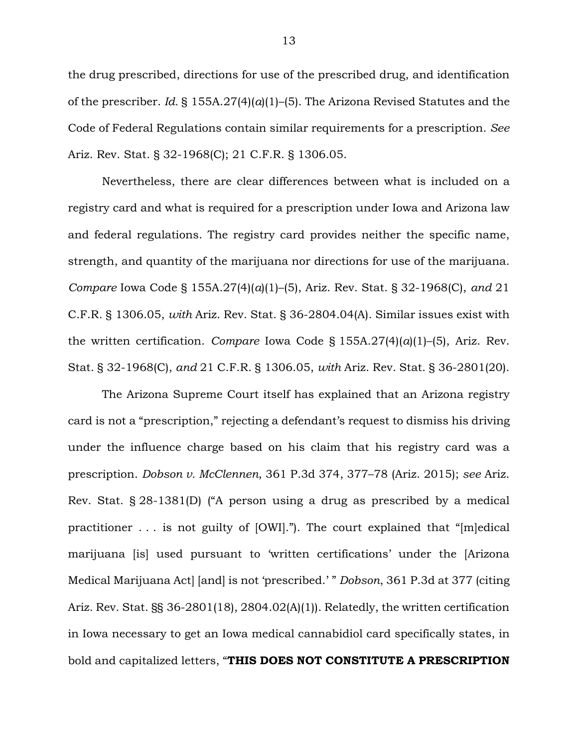the drug prescribed, directions for use of the prescribed drug, and identification of the prescriber. *Id.* § 155A.27(4)(*a*)(1)–(5). The Arizona Revised Statutes and the Code of Federal Regulations contain similar requirements for a prescription. *See* Ariz. Rev. Stat. § 32-1968(C); 21 C.F.R. § 1306.05.

Nevertheless, there are clear differences between what is included on a registry card and what is required for a prescription under Iowa and Arizona law and federal regulations. The registry card provides neither the specific name, strength, and quantity of the marijuana nor directions for use of the marijuana. *Compare* Iowa Code § 155A.27(4)(*a*)(1)–(5), Ariz. Rev. Stat. § 32-1968(C), *and* 21 C.F.R. § 1306.05, *with* Ariz. Rev. Stat. § 36-2804.04(A). Similar issues exist with the written certification. *Compare* Iowa Code § 155A.27(4)(*a*)(1)–(5), Ariz. Rev. Stat. § 32-1968(C), *and* 21 C.F.R. § 1306.05, *with* Ariz. Rev. Stat. § 36-2801(20).

The Arizona Supreme Court itself has explained that an Arizona registry card is not a "prescription," rejecting a defendant's request to dismiss his driving under the influence charge based on his claim that his registry card was a prescription. *Dobson v. McClennen*, 361 P.3d 374, 377–78 (Ariz. 2015); *see* Ariz. Rev. Stat. § 28-1381(D) ("A person using a drug as prescribed by a medical practitioner . . . is not guilty of [OWI]."). The court explained that "[m]edical marijuana [is] used pursuant to 'written certifications' under the [Arizona Medical Marijuana Act] [and] is not 'prescribed.' " *Dobson*, 361 P.3d at 377 (citing Ariz. Rev. Stat. §§ 36-2801(18), 2804.02(A)(1)). Relatedly, the written certification in Iowa necessary to get an Iowa medical cannabidiol card specifically states, in bold and capitalized letters, "**THIS DOES NOT CONSTITUTE A PRESCRIPTION**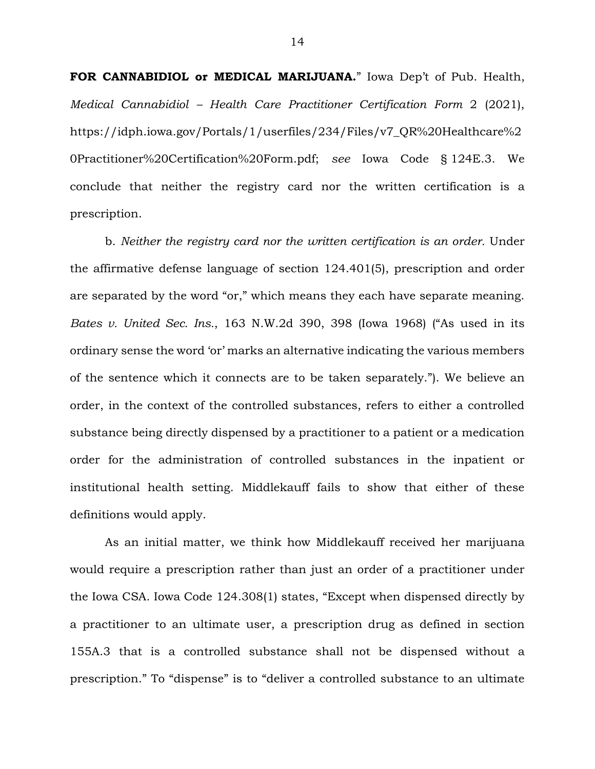**FOR CANNABIDIOL or MEDICAL MARIJUANA.**" Iowa Dep't of Pub. Health, *Medical Cannabidiol – Health Care Practitioner Certification Form* 2 (2021), https://idph.iowa.gov/Portals/1/userfiles/234/Files/v7_QR%20Healthcare%20Practitioner%20Certification%20Form.pdf; *see* Iowa Code § 124E.3. We conclude that neither the registry card nor the written certification is a prescription.

b. *Neither the registry card nor the written certification is an order.* Under the affirmative defense language of section 124.401(5), prescription and order are separated by the word "or," which means they each have separate meaning. *Bates v. United Sec. Ins.*, 163 N.W.2d 390, 398 (Iowa 1968) ("As used in its ordinary sense the word 'or' marks an alternative indicating the various members of the sentence which it connects are to be taken separately."). We believe an order, in the context of the controlled substances, refers to either a controlled substance being directly dispensed by a practitioner to a patient or a medication order for the administration of controlled substances in the inpatient or institutional health setting. Middlekauff fails to show that either of these definitions would apply.

As an initial matter, we think how Middlekauff received her marijuana would require a prescription rather than just an order of a practitioner under the Iowa CSA. Iowa Code 124.308(1) states, "Except when dispensed directly by a practitioner to an ultimate user, a prescription drug as defined in section 155A.3 that is a controlled substance shall not be dispensed without a prescription." To "dispense" is to "deliver a controlled substance to an ultimate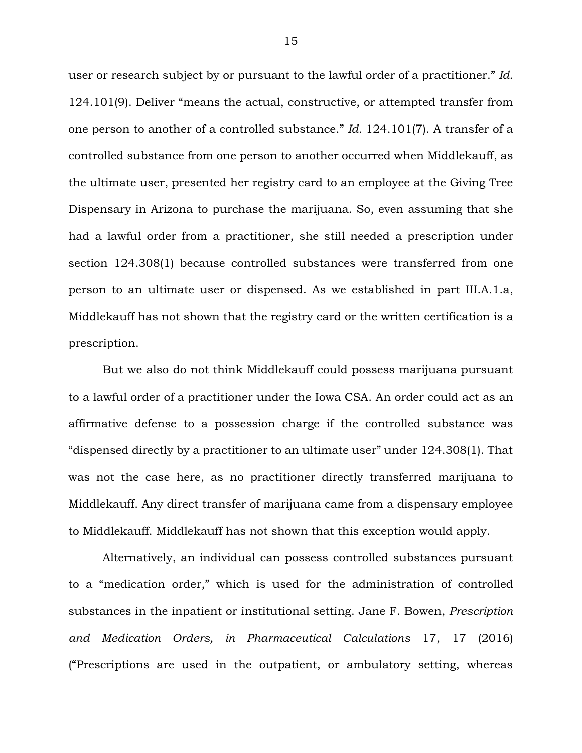user or research subject by or pursuant to the lawful order of a practitioner." *Id.* 124.101(9). Deliver "means the actual, constructive, or attempted transfer from one person to another of a controlled substance." *Id.* 124.101(7). A transfer of a controlled substance from one person to another occurred when Middlekauff, as the ultimate user, presented her registry card to an employee at the Giving Tree Dispensary in Arizona to purchase the marijuana. So, even assuming that she had a lawful order from a practitioner, she still needed a prescription under section 124.308(1) because controlled substances were transferred from one person to an ultimate user or dispensed. As we established in part III.A.1.a, Middlekauff has not shown that the registry card or the written certification is a prescription.

But we also do not think Middlekauff could possess marijuana pursuant to a lawful order of a practitioner under the Iowa CSA. An order could act as an affirmative defense to a possession charge if the controlled substance was "dispensed directly by a practitioner to an ultimate user" under 124.308(1). That was not the case here, as no practitioner directly transferred marijuana to Middlekauff. Any direct transfer of marijuana came from a dispensary employee to Middlekauff. Middlekauff has not shown that this exception would apply.

Alternatively, an individual can possess controlled substances pursuant to a "medication order," which is used for the administration of controlled substances in the inpatient or institutional setting. Jane F. Bowen, *Prescription and Medication Orders, in Pharmaceutical Calculations* 17, 17 (2016) ("Prescriptions are used in the outpatient, or ambulatory setting, whereas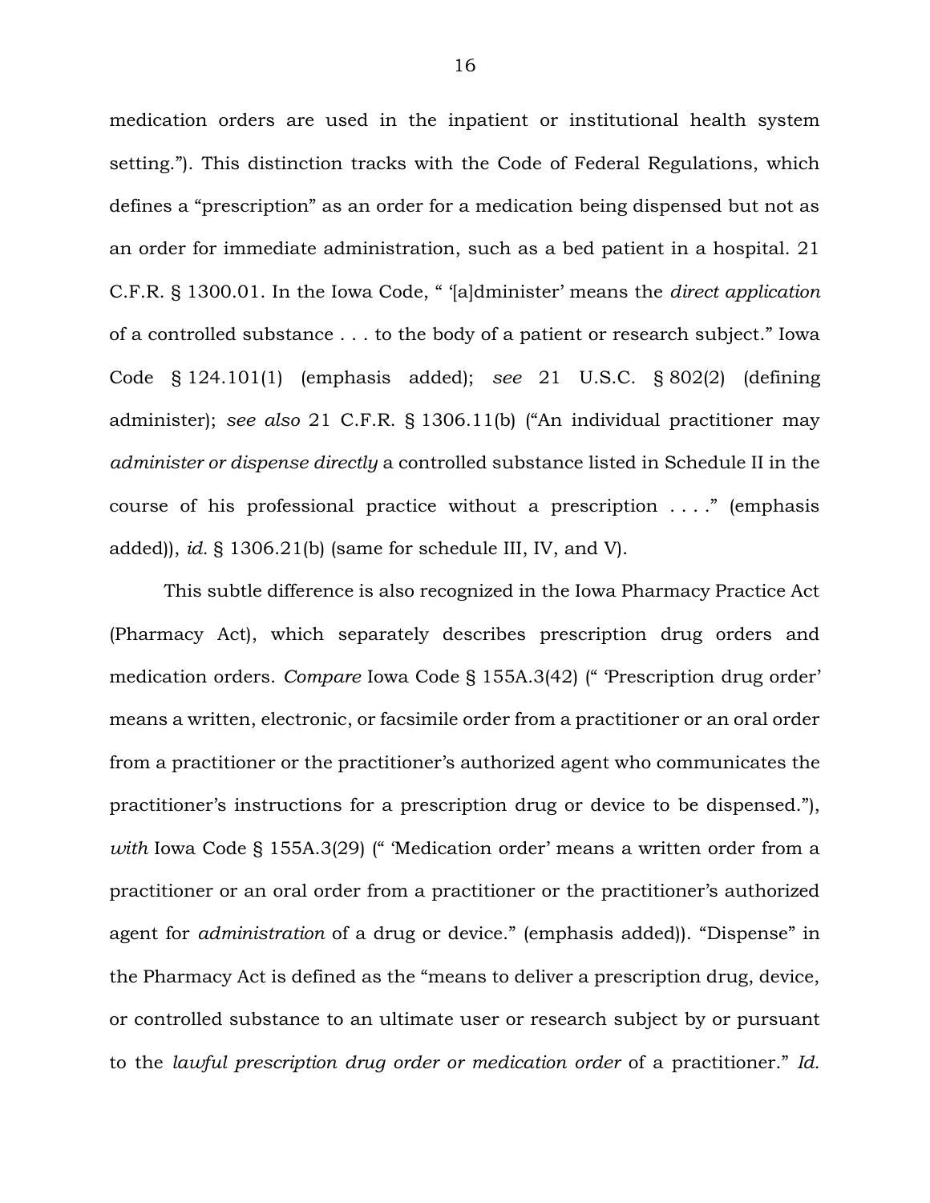medication orders are used in the inpatient or institutional health system setting."). This distinction tracks with the Code of Federal Regulations, which defines a "prescription" as an order for a medication being dispensed but not as an order for immediate administration, such as a bed patient in a hospital. 21 C.F.R. § 1300.01. In the Iowa Code, " '[a]dminister' means the *direct application* of a controlled substance . . . to the body of a patient or research subject." Iowa Code § 124.101(1) (emphasis added); *see* 21 U.S.C. § 802(2) (defining administer); *see also* 21 C.F.R. § 1306.11(b) ("An individual practitioner may *administer or dispense directly* a controlled substance listed in Schedule II in the course of his professional practice without a prescription . . . ." (emphasis added)), *id.* § 1306.21(b) (same for schedule III, IV, and V).

This subtle difference is also recognized in the Iowa Pharmacy Practice Act (Pharmacy Act), which separately describes prescription drug orders and medication orders. *Compare* Iowa Code § 155A.3(42) (" 'Prescription drug order' means a written, electronic, or facsimile order from a practitioner or an oral order from a practitioner or the practitioner's authorized agent who communicates the practitioner's instructions for a prescription drug or device to be dispensed."), *with* Iowa Code § 155A.3(29) (" 'Medication order' means a written order from a practitioner or an oral order from a practitioner or the practitioner's authorized agent for *administration* of a drug or device." (emphasis added)). "Dispense" in the Pharmacy Act is defined as the "means to deliver a prescription drug, device, or controlled substance to an ultimate user or research subject by or pursuant to the *lawful prescription drug order or medication order* of a practitioner." *Id.*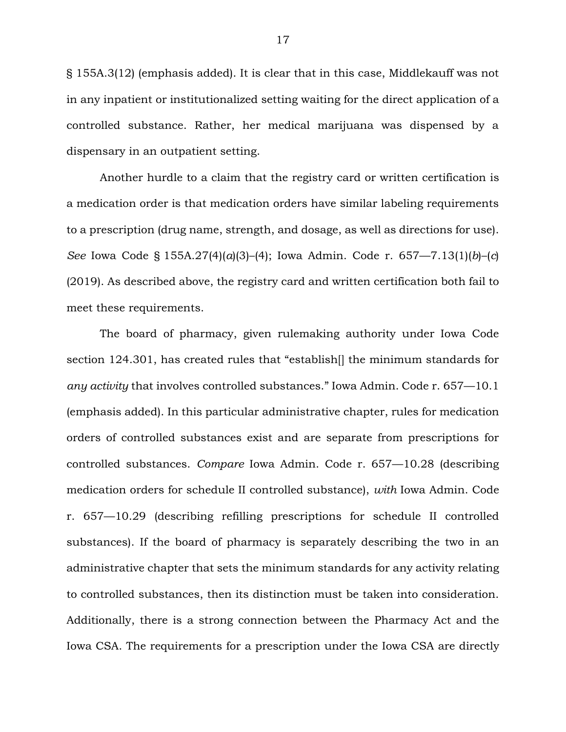§ 155A.3(12) (emphasis added). It is clear that in this case, Middlekauff was not in any inpatient or institutionalized setting waiting for the direct application of a controlled substance. Rather, her medical marijuana was dispensed by a dispensary in an outpatient setting.

Another hurdle to a claim that the registry card or written certification is a medication order is that medication orders have similar labeling requirements to a prescription (drug name, strength, and dosage, as well as directions for use). *See* Iowa Code § 155A.27(4)(*a*)(3)–(4); Iowa Admin. Code r. 657—7.13(1)(*b*)–(*c*) (2019). As described above, the registry card and written certification both fail to meet these requirements.

The board of pharmacy, given rulemaking authority under Iowa Code section 124.301, has created rules that "establish[] the minimum standards for *any activity* that involves controlled substances." Iowa Admin. Code r. 657—10.1 (emphasis added). In this particular administrative chapter, rules for medication orders of controlled substances exist and are separate from prescriptions for controlled substances. *Compare* Iowa Admin. Code r. 657—10.28 (describing medication orders for schedule II controlled substance), *with* Iowa Admin. Code r. 657—10.29 (describing refilling prescriptions for schedule II controlled substances). If the board of pharmacy is separately describing the two in an administrative chapter that sets the minimum standards for any activity relating to controlled substances, then its distinction must be taken into consideration. Additionally, there is a strong connection between the Pharmacy Act and the Iowa CSA. The requirements for a prescription under the Iowa CSA are directly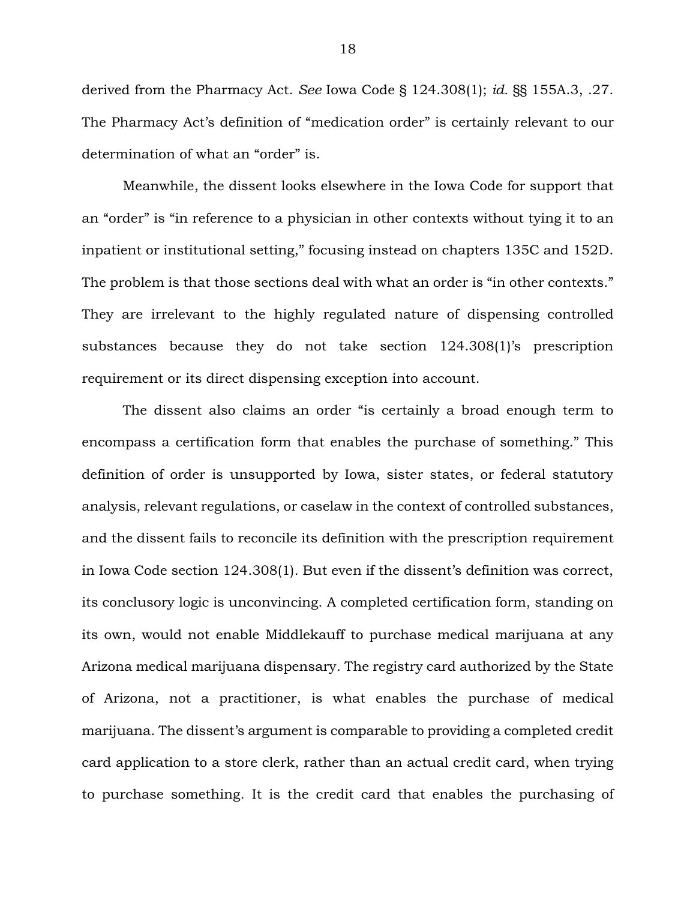derived from the Pharmacy Act. *See* Iowa Code § 124.308(1); *id.* §§ 155A.3, .27. The Pharmacy Act's definition of "medication order" is certainly relevant to our determination of what an "order" is.

Meanwhile, the dissent looks elsewhere in the Iowa Code for support that an "order" is "in reference to a physician in other contexts without tying it to an inpatient or institutional setting," focusing instead on chapters 135C and 152D. The problem is that those sections deal with what an order is "in other contexts." They are irrelevant to the highly regulated nature of dispensing controlled substances because they do not take section 124.308(1)'s prescription requirement or its direct dispensing exception into account.

The dissent also claims an order "is certainly a broad enough term to encompass a certification form that enables the purchase of something." This definition of order is unsupported by Iowa, sister states, or federal statutory analysis, relevant regulations, or caselaw in the context of controlled substances, and the dissent fails to reconcile its definition with the prescription requirement in Iowa Code section 124.308(1). But even if the dissent's definition was correct, its conclusory logic is unconvincing. A completed certification form, standing on its own, would not enable Middlekauff to purchase medical marijuana at any Arizona medical marijuana dispensary. The registry card authorized by the State of Arizona, not a practitioner, is what enables the purchase of medical marijuana. The dissent's argument is comparable to providing a completed credit card application to a store clerk, rather than an actual credit card, when trying to purchase something. It is the credit card that enables the purchasing of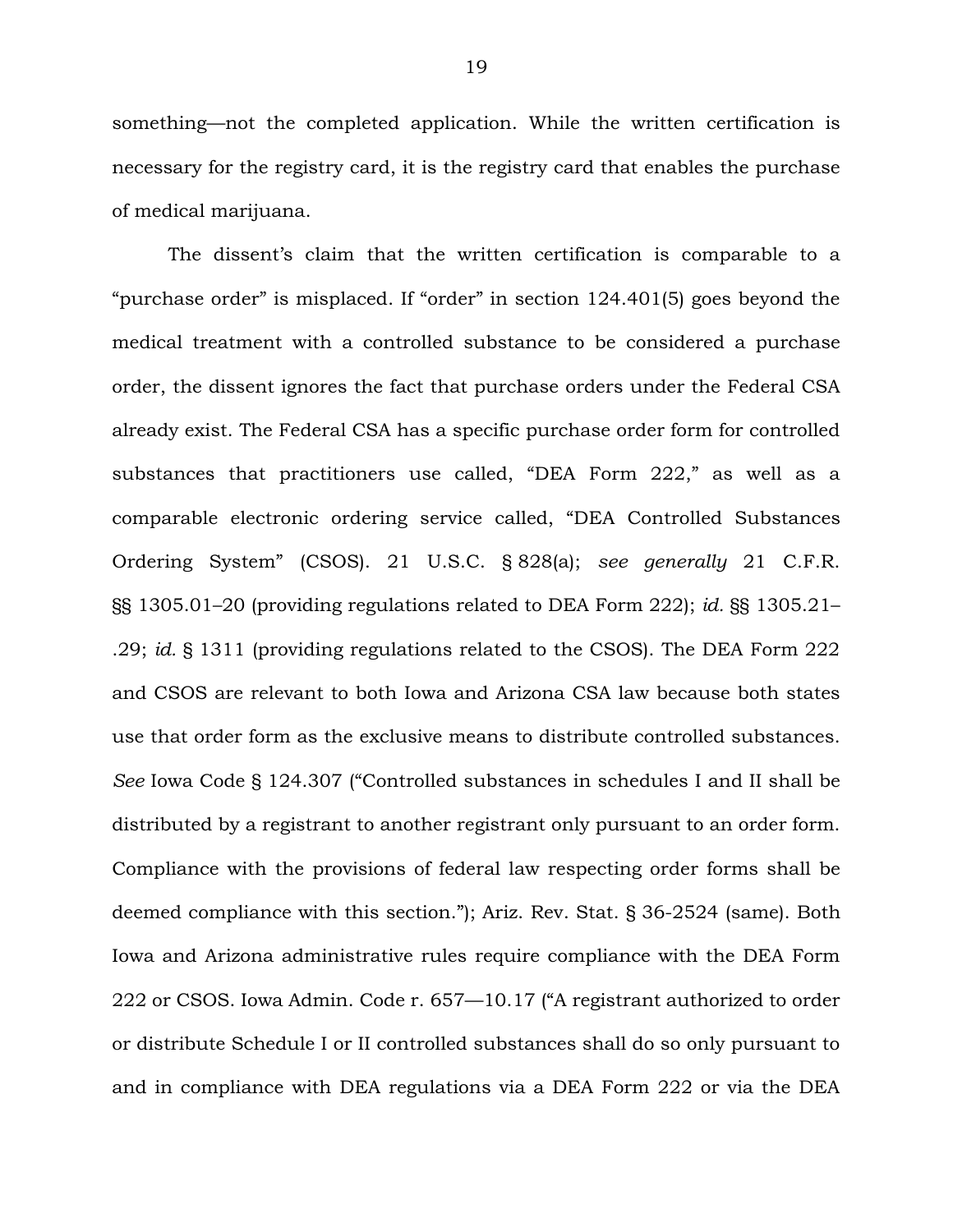something—not the completed application. While the written certification is necessary for the registry card, it is the registry card that enables the purchase of medical marijuana.

The dissent's claim that the written certification is comparable to a "purchase order" is misplaced. If "order" in section 124.401(5) goes beyond the medical treatment with a controlled substance to be considered a purchase order, the dissent ignores the fact that purchase orders under the Federal CSA already exist. The Federal CSA has a specific purchase order form for controlled substances that practitioners use called, "DEA Form 222," as well as a comparable electronic ordering service called, "DEA Controlled Substances Ordering System" (CSOS). 21 U.S.C. § 828(a); *see generally* 21 C.F.R. §§ 1305.01–20 (providing regulations related to DEA Form 222); *id.* §§ 1305.21–.29; *id.* § 1311 (providing regulations related to the CSOS). The DEA Form 222 and CSOS are relevant to both Iowa and Arizona CSA law because both states use that order form as the exclusive means to distribute controlled substances. *See* Iowa Code § 124.307 ("Controlled substances in schedules I and II shall be distributed by a registrant to another registrant only pursuant to an order form. Compliance with the provisions of federal law respecting order forms shall be deemed compliance with this section."); Ariz. Rev. Stat. § 36-2524 (same). Both Iowa and Arizona administrative rules require compliance with the DEA Form 222 or CSOS. Iowa Admin. Code r. 657—10.17 ("A registrant authorized to order or distribute Schedule I or II controlled substances shall do so only pursuant to and in compliance with DEA regulations via a DEA Form 222 or via the DEA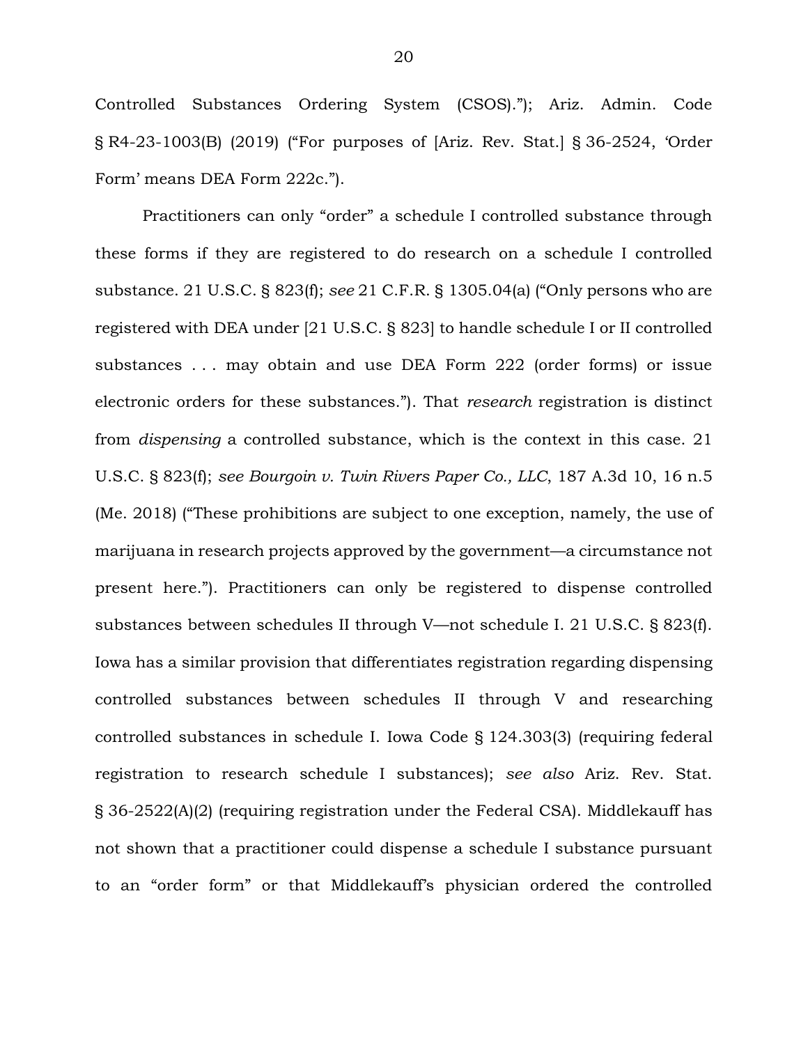Controlled Substances Ordering System (CSOS)."); Ariz. Admin. Code § R4-23-1003(B) (2019) ("For purposes of [Ariz. Rev. Stat.] § 36-2524, 'Order Form' means DEA Form 222c.").

Practitioners can only "order" a schedule I controlled substance through these forms if they are registered to do research on a schedule I controlled substance. 21 U.S.C. § 823(f); *see* 21 C.F.R. § 1305.04(a) ("Only persons who are registered with DEA under [21 U.S.C. § 823] to handle schedule I or II controlled substances . . . may obtain and use DEA Form 222 (order forms) or issue electronic orders for these substances."). That *research* registration is distinct from *dispensing* a controlled substance, which is the context in this case. 21 U.S.C. § 823(f); *see Bourgoin v. Twin Rivers Paper Co., LLC*, 187 A.3d 10, 16 n.5 (Me. 2018) ("These prohibitions are subject to one exception, namely, the use of marijuana in research projects approved by the government—a circumstance not present here."). Practitioners can only be registered to dispense controlled substances between schedules II through V—not schedule I. 21 U.S.C. § 823(f). Iowa has a similar provision that differentiates registration regarding dispensing controlled substances between schedules II through V and researching controlled substances in schedule I. Iowa Code § 124.303(3) (requiring federal registration to research schedule I substances); *see also* Ariz. Rev. Stat. § 36-2522(A)(2) (requiring registration under the Federal CSA). Middlekauff has not shown that a practitioner could dispense a schedule I substance pursuant to an "order form" or that Middlekauff's physician ordered the controlled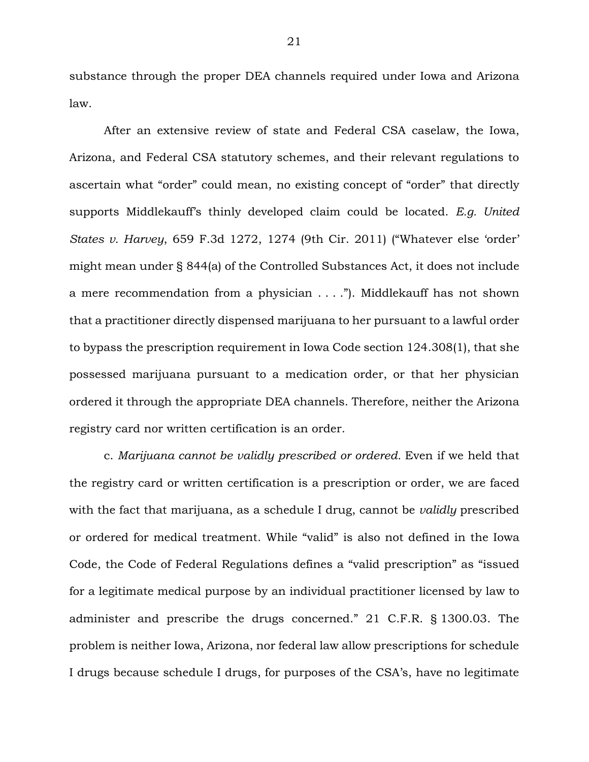substance through the proper DEA channels required under Iowa and Arizona law.

After an extensive review of state and Federal CSA caselaw, the Iowa, Arizona, and Federal CSA statutory schemes, and their relevant regulations to ascertain what "order" could mean, no existing concept of "order" that directly supports Middlekauff's thinly developed claim could be located. *E.g. United States v. Harvey*, 659 F.3d 1272, 1274 (9th Cir. 2011) ("Whatever else 'order' might mean under § 844(a) of the Controlled Substances Act, it does not include a mere recommendation from a physician . . . ."). Middlekauff has not shown that a practitioner directly dispensed marijuana to her pursuant to a lawful order to bypass the prescription requirement in Iowa Code section 124.308(1), that she possessed marijuana pursuant to a medication order, or that her physician ordered it through the appropriate DEA channels. Therefore, neither the Arizona registry card nor written certification is an order.

c. *Marijuana cannot be validly prescribed or ordered.* Even if we held that the registry card or written certification is a prescription or order, we are faced with the fact that marijuana, as a schedule I drug, cannot be *validly* prescribed or ordered for medical treatment. While "valid" is also not defined in the Iowa Code, the Code of Federal Regulations defines a "valid prescription" as "issued for a legitimate medical purpose by an individual practitioner licensed by law to administer and prescribe the drugs concerned." 21 C.F.R. § 1300.03. The problem is neither Iowa, Arizona, nor federal law allow prescriptions for schedule I drugs because schedule I drugs, for purposes of the CSA's, have no legitimate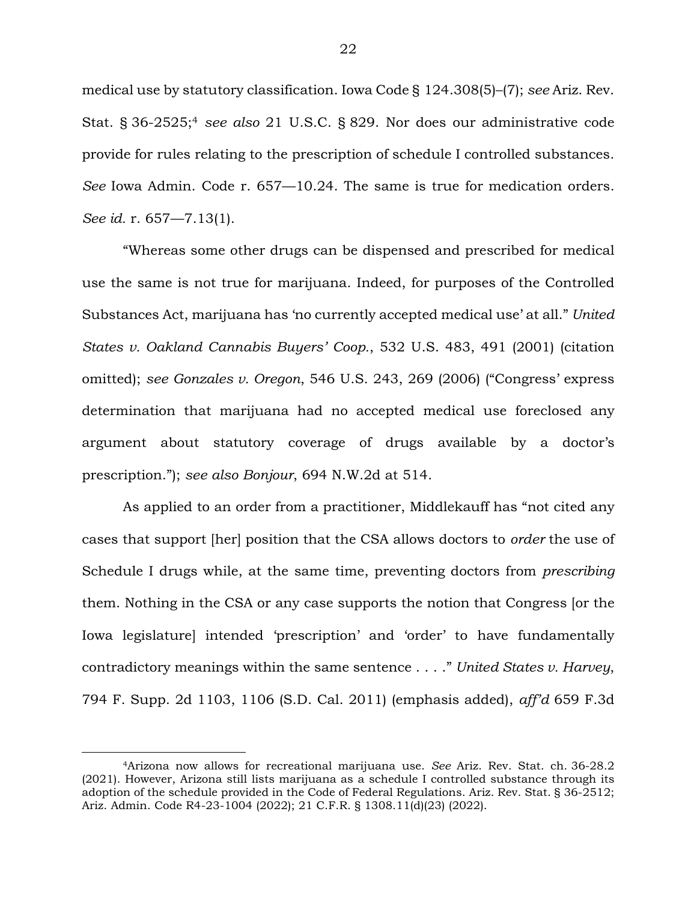medical use by statutory classification. Iowa Code § 124.308(5)–(7); *see* Ariz. Rev. Stat. § 36-2525;[4] *see also* 21 U.S.C. § 829. Nor does our administrative code provide for rules relating to the prescription of schedule I controlled substances. *See* Iowa Admin. Code r. 657—10.24. The same is true for medication orders. *See id.* r. 657—7.13(1).

"Whereas some other drugs can be dispensed and prescribed for medical use the same is not true for marijuana. Indeed, for purposes of the Controlled Substances Act, marijuana has 'no currently accepted medical use' at all." *United States v. Oakland Cannabis Buyers' Coop.*, 532 U.S. 483, 491 (2001) (citation omitted); *see Gonzales v. Oregon*, 546 U.S. 243, 269 (2006) ("Congress' express determination that marijuana had no accepted medical use foreclosed any argument about statutory coverage of drugs available by a doctor's prescription."); *see also Bonjour*, 694 N.W.2d at 514.

As applied to an order from a practitioner, Middlekauff has "not cited any cases that support [her] position that the CSA allows doctors to *order* the use of Schedule I drugs while, at the same time, preventing doctors from *prescribing* them. Nothing in the CSA or any case supports the notion that Congress [or the Iowa legislature] intended 'prescription' and 'order' to have fundamentally contradictory meanings within the same sentence . . . ." *United States v. Harvey*, 794 F. Supp. 2d 1103, 1106 (S.D. Cal. 2011) (emphasis added), *aff'd* 659 F.3d

---

[4] Arizona now allows for recreational marijuana use. *See* Ariz. Rev. Stat. ch. 36-28.2 (2021). However, Arizona still lists marijuana as a schedule I controlled substance through its adoption of the schedule provided in the Code of Federal Regulations. Ariz. Rev. Stat. § 36-2512; Ariz. Admin. Code R4-23-1004 (2022); 21 C.F.R. § 1308.11(d)(23) (2022).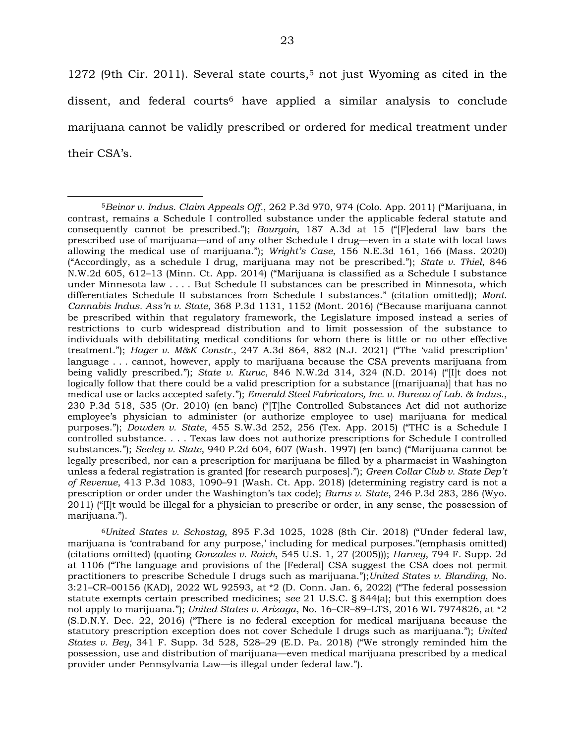1272 (9th Cir. 2011). Several state courts,[5] not just Wyoming as cited in the dissent, and federal courts[6] have applied a similar analysis to conclude marijuana cannot be validly prescribed or ordered for medical treatment under their CSA's.

---

[5] *Beinor v. Indus. Claim Appeals Off.*, 262 P.3d 970, 974 (Colo. App. 2011) ("Marijuana, in contrast, remains a Schedule I controlled substance under the applicable federal statute and consequently cannot be prescribed."); *Bourgoin*, 187 A.3d at 15 ("[F]ederal law bars the prescribed use of marijuana—and of any other Schedule I drug—even in a state with local laws allowing the medical use of marijuana."); *Wright's Case*, 156 N.E.3d 161, 166 (Mass. 2020) ("Accordingly, as a schedule I drug, marijuana may not be prescribed."); *State v. Thiel*, 846 N.W.2d 605, 612–13 (Minn. Ct. App. 2014) ("Marijuana is classified as a Schedule I substance under Minnesota law . . . . But Schedule II substances can be prescribed in Minnesota, which differentiates Schedule II substances from Schedule I substances." (citation omitted)); *Mont. Cannabis Indus. Ass'n v. State*, 368 P.3d 1131, 1152 (Mont. 2016) ("Because marijuana cannot be prescribed within that regulatory framework, the Legislature imposed instead a series of restrictions to curb widespread distribution and to limit possession of the substance to individuals with debilitating medical conditions for whom there is little or no other effective treatment."); *Hager v. M&K Constr.*, 247 A.3d 864, 882 (N.J. 2021) ("The 'valid prescription' language . . . cannot, however, apply to marijuana because the CSA prevents marijuana from being validly prescribed."); *State v. Kuruc*, 846 N.W.2d 314, 324 (N.D. 2014) ("[I]t does not logically follow that there could be a valid prescription for a substance [(marijuana)] that has no medical use or lacks accepted safety."); *Emerald Steel Fabricators, Inc. v. Bureau of Lab. & Indus.*, 230 P.3d 518, 535 (Or. 2010) (en banc) ("[T]he Controlled Substances Act did not authorize employee's physician to administer (or authorize employee to use) marijuana for medical purposes."); *Dowden v. State*, 455 S.W.3d 252, 256 (Tex. App. 2015) ("THC is a Schedule I controlled substance. . . . Texas law does not authorize prescriptions for Schedule I controlled substances."); *Seeley v. State*, 940 P.2d 604, 607 (Wash. 1997) (en banc) ("Marijuana cannot be legally prescribed, nor can a prescription for marijuana be filled by a pharmacist in Washington unless a federal registration is granted [for research purposes]."); *Green Collar Club v. State Dep't of Revenue*, 413 P.3d 1083, 1090–91 (Wash. Ct. App. 2018) (determining registry card is not a prescription or order under the Washington's tax code); *Burns v. State*, 246 P.3d 283, 286 (Wyo. 2011) ("[I]t would be illegal for a physician to prescribe or order, in any sense, the possession of marijuana.").

[6] *United States v. Schostag*, 895 F.3d 1025, 1028 (8th Cir. 2018) ("Under federal law, marijuana is 'contraband for any purpose,' including for medical purposes."(emphasis omitted) (citations omitted) (quoting *Gonzales v. Raich*, 545 U.S. 1, 27 (2005))); *Harvey*, 794 F. Supp. 2d at 1106 ("The language and provisions of the [Federal] CSA suggest the CSA does not permit practitioners to prescribe Schedule I drugs such as marijuana.");*United States v. Blanding*, No. 3:21–CR–00156 (KAD), 2022 WL 92593, at *2 (D. Conn. Jan. 6, 2022) ("The federal possession statute exempts certain prescribed medicines; *see* 21 U.S.C. § 844(a); but this exemption does not apply to marijuana."); *United States v. Arizaga*, No. 16–CR–89–LTS, 2016 WL 7974826, at *2 (S.D.N.Y. Dec. 22, 2016) ("There is no federal exception for medical marijuana because the statutory prescription exception does not cover Schedule I drugs such as marijuana."); *United States v. Bey*, 341 F. Supp. 3d 528, 528–29 (E.D. Pa. 2018) ("We strongly reminded him the possession, use and distribution of marijuana—even medical marijuana prescribed by a medical provider under Pennsylvania Law—is illegal under federal law.").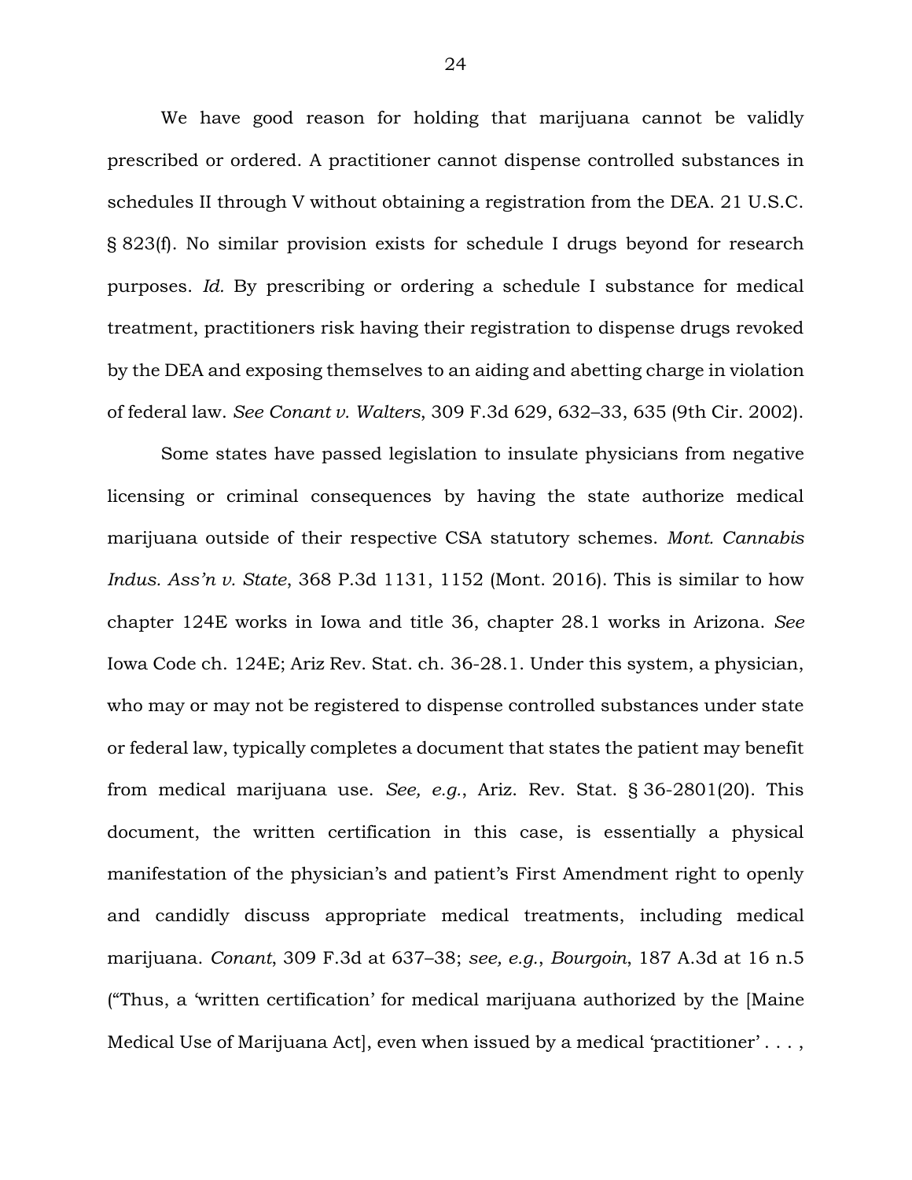We have good reason for holding that marijuana cannot be validly prescribed or ordered. A practitioner cannot dispense controlled substances in schedules II through V without obtaining a registration from the DEA. 21 U.S.C. § 823(f). No similar provision exists for schedule I drugs beyond for research purposes. *Id.* By prescribing or ordering a schedule I substance for medical treatment, practitioners risk having their registration to dispense drugs revoked by the DEA and exposing themselves to an aiding and abetting charge in violation of federal law. *See Conant v. Walters*, 309 F.3d 629, 632–33, 635 (9th Cir. 2002).

Some states have passed legislation to insulate physicians from negative licensing or criminal consequences by having the state authorize medical marijuana outside of their respective CSA statutory schemes. *Mont. Cannabis Indus. Ass'n v. State*, 368 P.3d 1131, 1152 (Mont. 2016). This is similar to how chapter 124E works in Iowa and title 36, chapter 28.1 works in Arizona. *See* Iowa Code ch. 124E; Ariz Rev. Stat. ch. 36-28.1. Under this system, a physician, who may or may not be registered to dispense controlled substances under state or federal law, typically completes a document that states the patient may benefit from medical marijuana use. *See, e.g.*, Ariz. Rev. Stat. § 36-2801(20). This document, the written certification in this case, is essentially a physical manifestation of the physician's and patient's First Amendment right to openly and candidly discuss appropriate medical treatments, including medical marijuana. *Conant*, 309 F.3d at 637–38; *see, e.g.*, *Bourgoin*, 187 A.3d at 16 n.5 ("Thus, a 'written certification' for medical marijuana authorized by the [Maine Medical Use of Marijuana Act], even when issued by a medical 'practitioner' . . . ,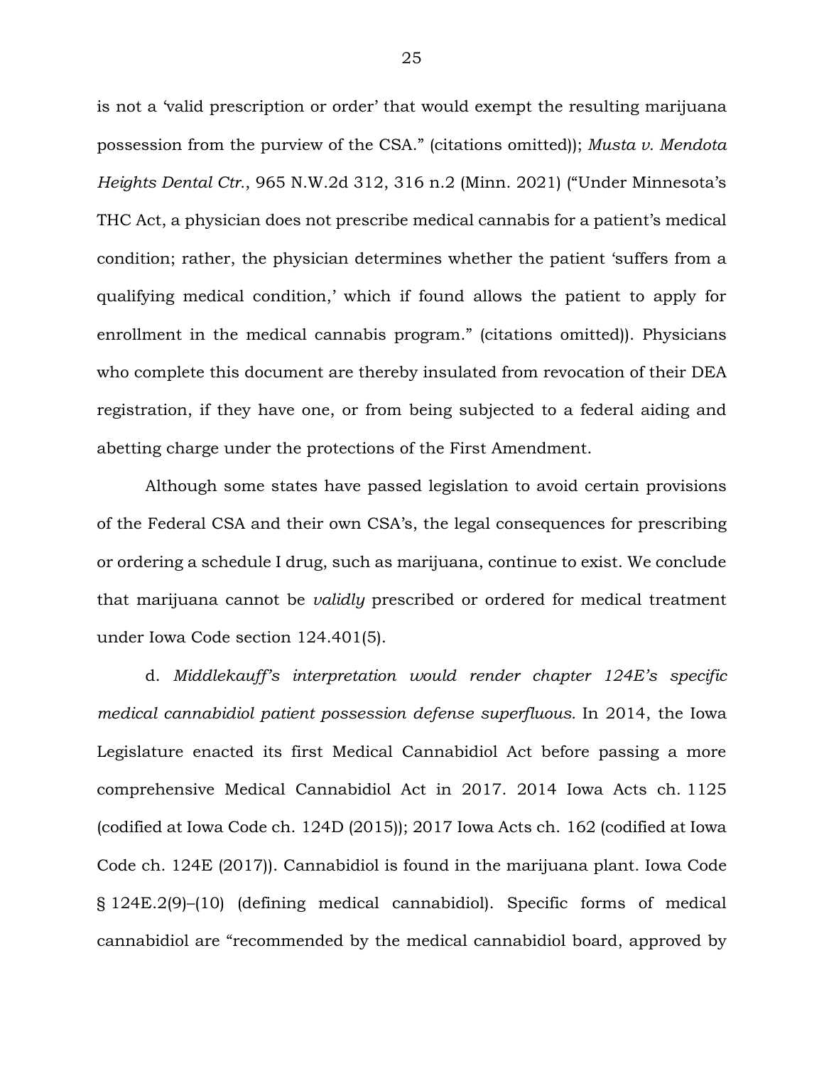is not a 'valid prescription or order' that would exempt the resulting marijuana possession from the purview of the CSA." (citations omitted)); *Musta v. Mendota Heights Dental Ctr.*, 965 N.W.2d 312, 316 n.2 (Minn. 2021) ("Under Minnesota's THC Act, a physician does not prescribe medical cannabis for a patient's medical condition; rather, the physician determines whether the patient 'suffers from a qualifying medical condition,' which if found allows the patient to apply for enrollment in the medical cannabis program." (citations omitted)). Physicians who complete this document are thereby insulated from revocation of their DEA registration, if they have one, or from being subjected to a federal aiding and abetting charge under the protections of the First Amendment.

Although some states have passed legislation to avoid certain provisions of the Federal CSA and their own CSA's, the legal consequences for prescribing or ordering a schedule I drug, such as marijuana, continue to exist. We conclude that marijuana cannot be *validly* prescribed or ordered for medical treatment under Iowa Code section 124.401(5).

d. *Middlekauff's interpretation would render chapter 124E's specific medical cannabidiol patient possession defense superfluous.* In 2014, the Iowa Legislature enacted its first Medical Cannabidiol Act before passing a more comprehensive Medical Cannabidiol Act in 2017. 2014 Iowa Acts ch. 1125 (codified at Iowa Code ch. 124D (2015)); 2017 Iowa Acts ch. 162 (codified at Iowa Code ch. 124E (2017)). Cannabidiol is found in the marijuana plant. Iowa Code § 124E.2(9)–(10) (defining medical cannabidiol). Specific forms of medical cannabidiol are "recommended by the medical cannabidiol board, approved by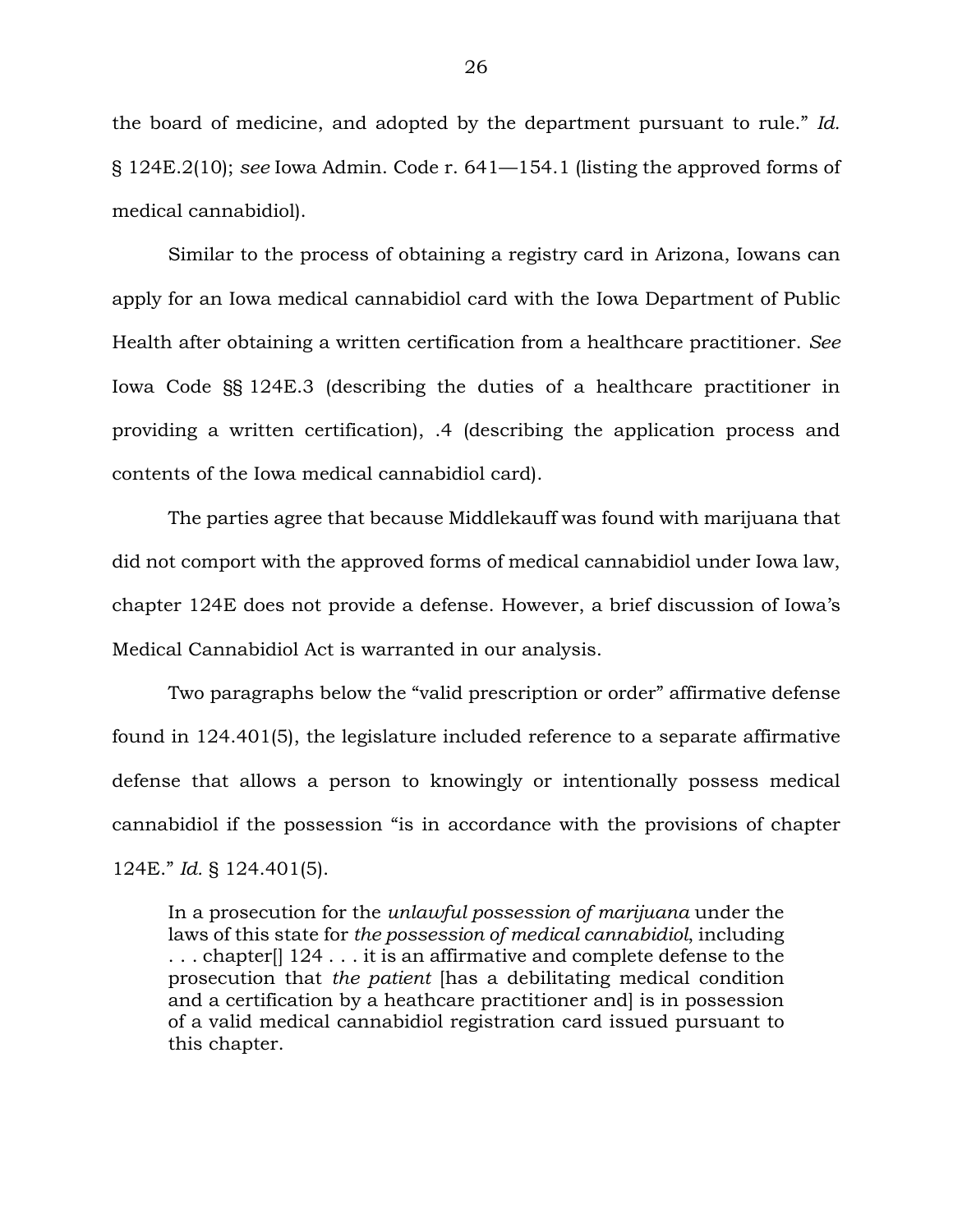the board of medicine, and adopted by the department pursuant to rule." *Id.* § 124E.2(10); *see* Iowa Admin. Code r. 641—154.1 (listing the approved forms of medical cannabidiol).

Similar to the process of obtaining a registry card in Arizona, Iowans can apply for an Iowa medical cannabidiol card with the Iowa Department of Public Health after obtaining a written certification from a healthcare practitioner. *See* Iowa Code §§ 124E.3 (describing the duties of a healthcare practitioner in providing a written certification), .4 (describing the application process and contents of the Iowa medical cannabidiol card).

The parties agree that because Middlekauff was found with marijuana that did not comport with the approved forms of medical cannabidiol under Iowa law, chapter 124E does not provide a defense. However, a brief discussion of Iowa's Medical Cannabidiol Act is warranted in our analysis.

Two paragraphs below the "valid prescription or order" affirmative defense found in 124.401(5), the legislature included reference to a separate affirmative defense that allows a person to knowingly or intentionally possess medical cannabidiol if the possession "is in accordance with the provisions of chapter 124E." *Id.* § 124.401(5).

> In a prosecution for the *unlawful possession of marijuana* under the laws of this state for *the possession of medical cannabidiol*, including . . . chapter[] 124 . . . it is an affirmative and complete defense to the prosecution that *the patient* [has a debilitating medical condition and a certification by a heathcare practitioner and] is in possession of a valid medical cannabidiol registration card issued pursuant to this chapter.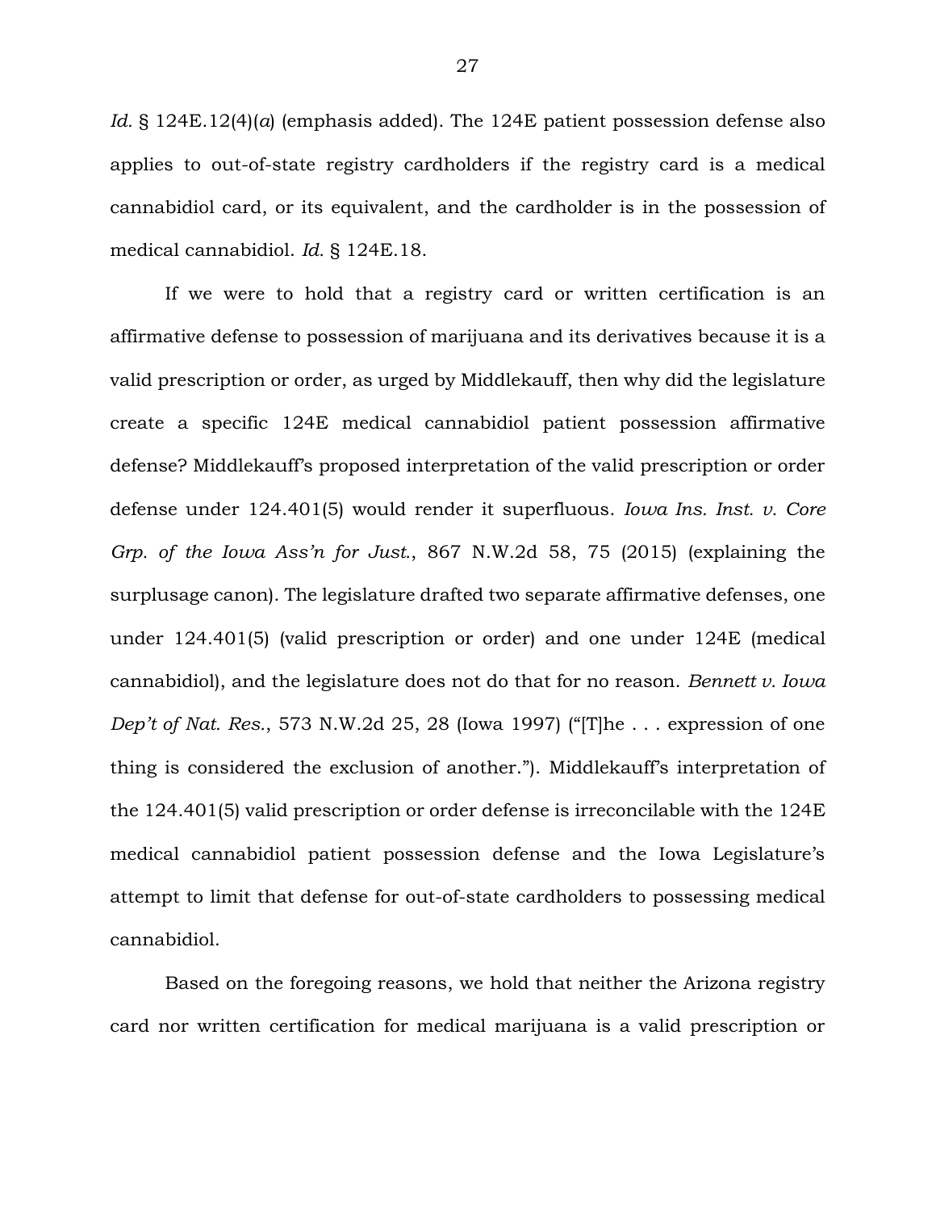*Id.* § 124E.12(4)(*a*) (emphasis added). The 124E patient possession defense also applies to out-of-state registry cardholders if the registry card is a medical cannabidiol card, or its equivalent, and the cardholder is in the possession of medical cannabidiol. *Id.* § 124E.18.

If we were to hold that a registry card or written certification is an affirmative defense to possession of marijuana and its derivatives because it is a valid prescription or order, as urged by Middlekauff, then why did the legislature create a specific 124E medical cannabidiol patient possession affirmative defense? Middlekauff's proposed interpretation of the valid prescription or order defense under 124.401(5) would render it superfluous. *Iowa Ins. Inst. v. Core Grp. of the Iowa Ass'n for Just.*, 867 N.W.2d 58, 75 (2015) (explaining the surplusage canon). The legislature drafted two separate affirmative defenses, one under 124.401(5) (valid prescription or order) and one under 124E (medical cannabidiol), and the legislature does not do that for no reason. *Bennett v. Iowa Dep't of Nat. Res.*, 573 N.W.2d 25, 28 (Iowa 1997) ("[T]he . . . expression of one thing is considered the exclusion of another."). Middlekauff's interpretation of the 124.401(5) valid prescription or order defense is irreconcilable with the 124E medical cannabidiol patient possession defense and the Iowa Legislature's attempt to limit that defense for out-of-state cardholders to possessing medical cannabidiol.

Based on the foregoing reasons, we hold that neither the Arizona registry card nor written certification for medical marijuana is a valid prescription or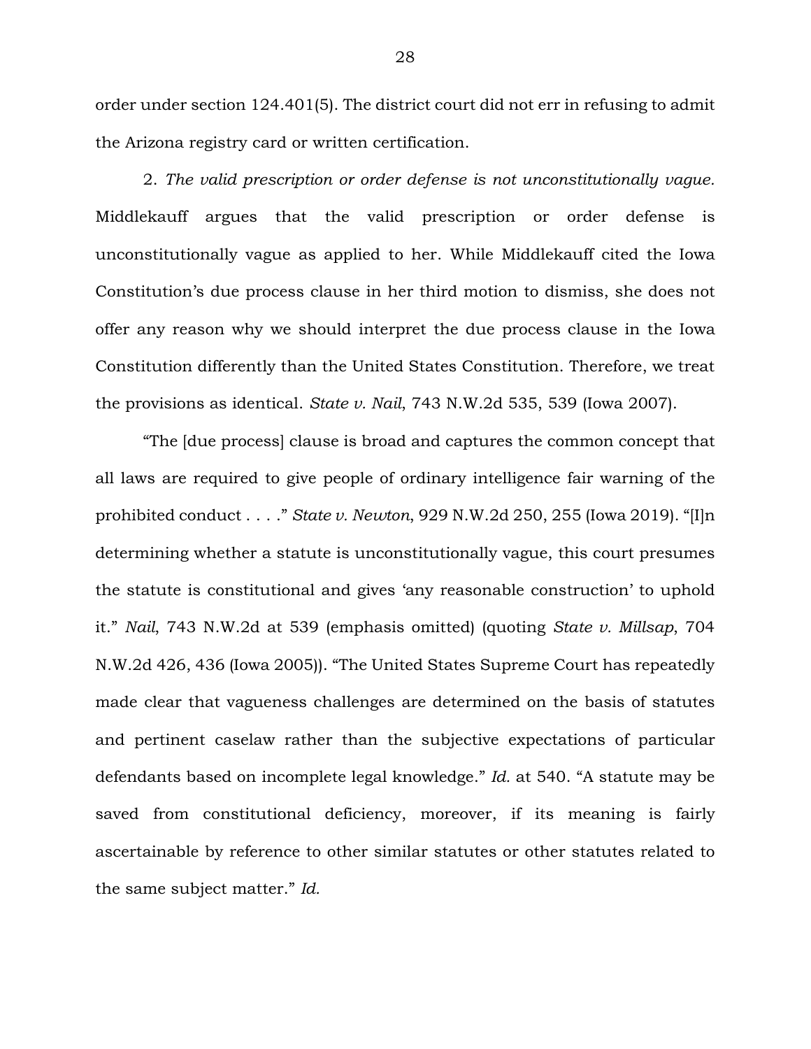order under section 124.401(5). The district court did not err in refusing to admit the Arizona registry card or written certification.

2. *The valid prescription or order defense is not unconstitutionally vague.* Middlekauff argues that the valid prescription or order defense is unconstitutionally vague as applied to her. While Middlekauff cited the Iowa Constitution's due process clause in her third motion to dismiss, she does not offer any reason why we should interpret the due process clause in the Iowa Constitution differently than the United States Constitution. Therefore, we treat the provisions as identical. *State v. Nail*, 743 N.W.2d 535, 539 (Iowa 2007).

"The [due process] clause is broad and captures the common concept that all laws are required to give people of ordinary intelligence fair warning of the prohibited conduct . . . ." *State v. Newton*, 929 N.W.2d 250, 255 (Iowa 2019). "[I]n determining whether a statute is unconstitutionally vague, this court presumes the statute is constitutional and gives 'any reasonable construction' to uphold it." *Nail*, 743 N.W.2d at 539 (emphasis omitted) (quoting *State v. Millsap*, 704 N.W.2d 426, 436 (Iowa 2005)). "The United States Supreme Court has repeatedly made clear that vagueness challenges are determined on the basis of statutes and pertinent caselaw rather than the subjective expectations of particular defendants based on incomplete legal knowledge." *Id.* at 540. "A statute may be saved from constitutional deficiency, moreover, if its meaning is fairly ascertainable by reference to other similar statutes or other statutes related to the same subject matter." *Id.*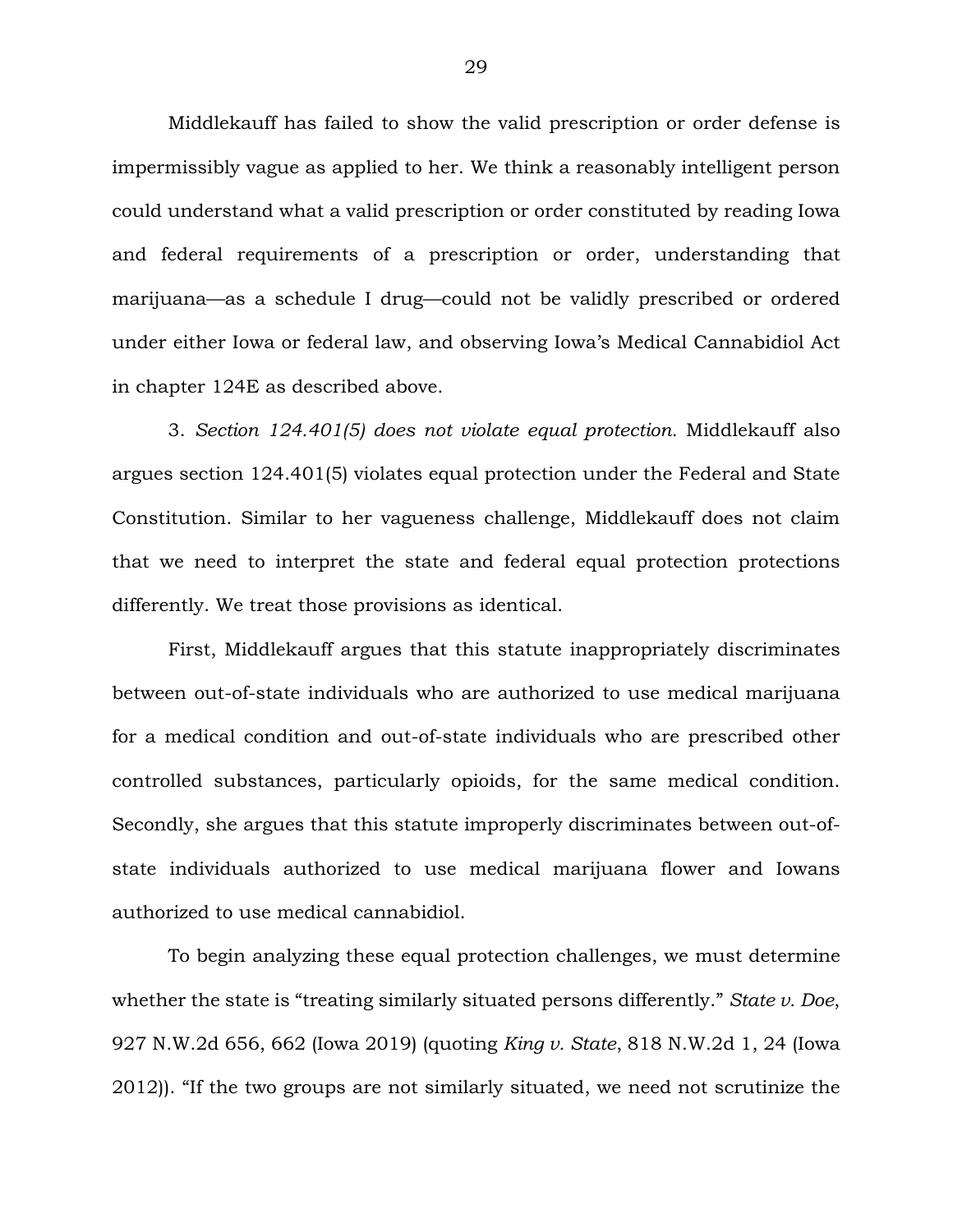Middlekauff has failed to show the valid prescription or order defense is impermissibly vague as applied to her. We think a reasonably intelligent person could understand what a valid prescription or order constituted by reading Iowa and federal requirements of a prescription or order, understanding that marijuana—as a schedule I drug—could not be validly prescribed or ordered under either Iowa or federal law, and observing Iowa's Medical Cannabidiol Act in chapter 124E as described above.

3. *Section 124.401(5) does not violate equal protection.* Middlekauff also argues section 124.401(5) violates equal protection under the Federal and State Constitution. Similar to her vagueness challenge, Middlekauff does not claim that we need to interpret the state and federal equal protection protections differently. We treat those provisions as identical.

First, Middlekauff argues that this statute inappropriately discriminates between out-of-state individuals who are authorized to use medical marijuana for a medical condition and out-of-state individuals who are prescribed other controlled substances, particularly opioids, for the same medical condition. Secondly, she argues that this statute improperly discriminates between out-of-state individuals authorized to use medical marijuana flower and Iowans authorized to use medical cannabidiol.

To begin analyzing these equal protection challenges, we must determine whether the state is "treating similarly situated persons differently." *State v. Doe*, 927 N.W.2d 656, 662 (Iowa 2019) (quoting *King v. State*, 818 N.W.2d 1, 24 (Iowa 2012)). "If the two groups are not similarly situated, we need not scrutinize the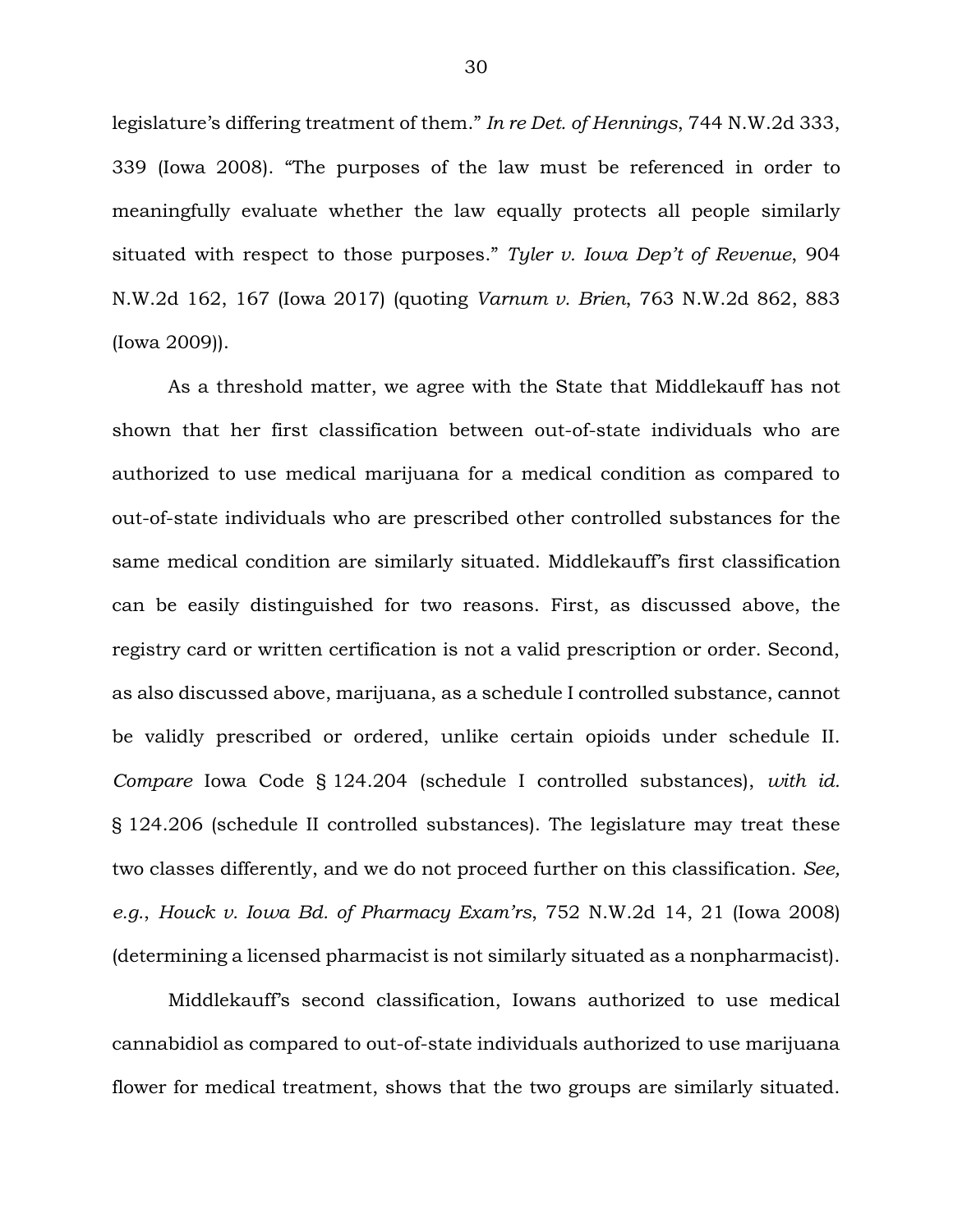legislature's differing treatment of them." *In re Det. of Hennings*, 744 N.W.2d 333, 339 (Iowa 2008). "The purposes of the law must be referenced in order to meaningfully evaluate whether the law equally protects all people similarly situated with respect to those purposes." *Tyler v. Iowa Dep't of Revenue*, 904 N.W.2d 162, 167 (Iowa 2017) (quoting *Varnum v. Brien*, 763 N.W.2d 862, 883 (Iowa 2009)).

As a threshold matter, we agree with the State that Middlekauff has not shown that her first classification between out-of-state individuals who are authorized to use medical marijuana for a medical condition as compared to out-of-state individuals who are prescribed other controlled substances for the same medical condition are similarly situated. Middlekauff's first classification can be easily distinguished for two reasons. First, as discussed above, the registry card or written certification is not a valid prescription or order. Second, as also discussed above, marijuana, as a schedule I controlled substance, cannot be validly prescribed or ordered, unlike certain opioids under schedule II. *Compare* Iowa Code § 124.204 (schedule I controlled substances), *with id.* § 124.206 (schedule II controlled substances). The legislature may treat these two classes differently, and we do not proceed further on this classification. *See, e.g.*, *Houck v. Iowa Bd. of Pharmacy Exam'rs*, 752 N.W.2d 14, 21 (Iowa 2008) (determining a licensed pharmacist is not similarly situated as a nonpharmacist).

Middlekauff's second classification, Iowans authorized to use medical cannabidiol as compared to out-of-state individuals authorized to use marijuana flower for medical treatment, shows that the two groups are similarly situated.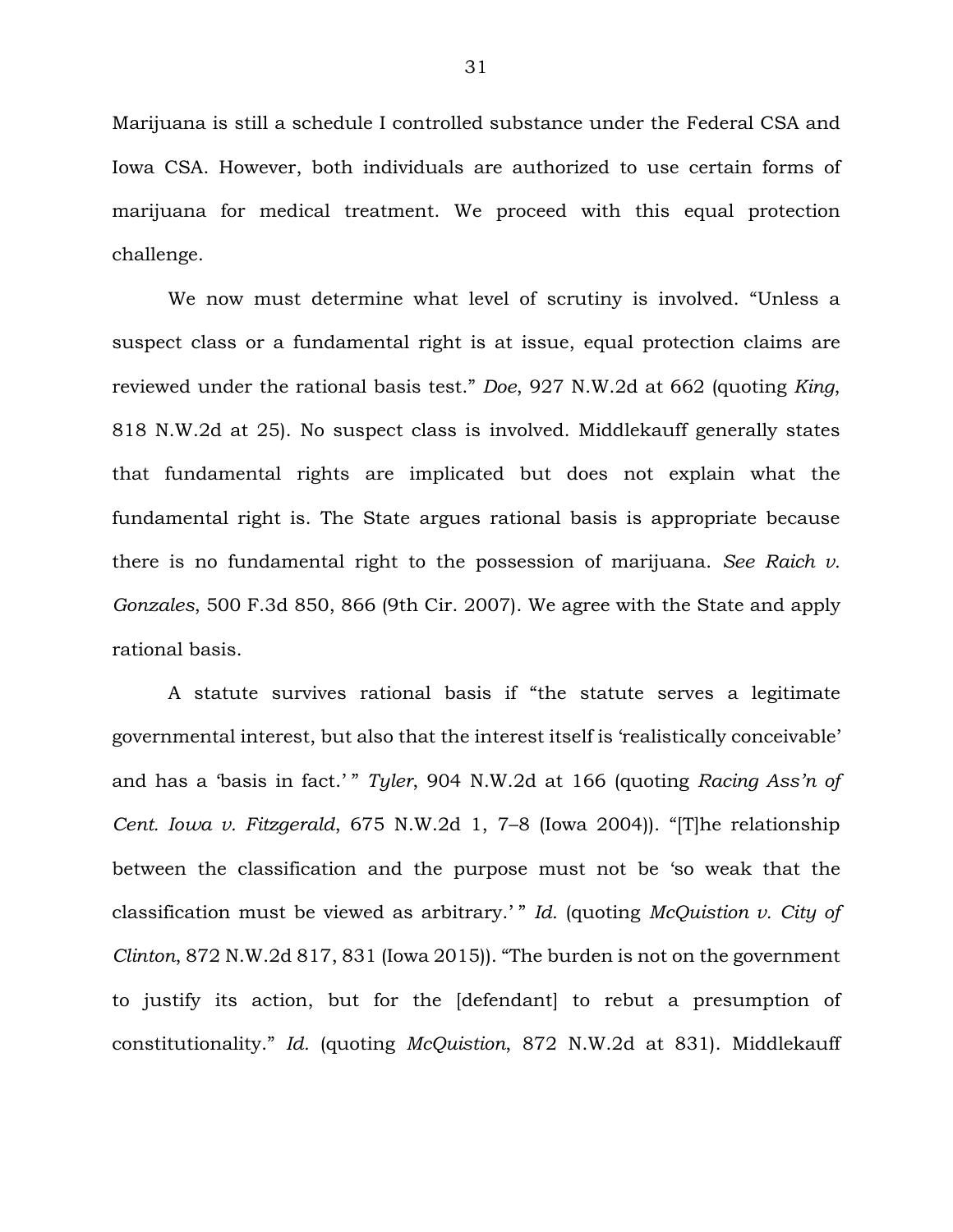Marijuana is still a schedule I controlled substance under the Federal CSA and Iowa CSA. However, both individuals are authorized to use certain forms of marijuana for medical treatment. We proceed with this equal protection challenge.

We now must determine what level of scrutiny is involved. "Unless a suspect class or a fundamental right is at issue, equal protection claims are reviewed under the rational basis test." *Doe*, 927 N.W.2d at 662 (quoting *King*, 818 N.W.2d at 25). No suspect class is involved. Middlekauff generally states that fundamental rights are implicated but does not explain what the fundamental right is. The State argues rational basis is appropriate because there is no fundamental right to the possession of marijuana. *See Raich v. Gonzales*, 500 F.3d 850, 866 (9th Cir. 2007). We agree with the State and apply rational basis.

A statute survives rational basis if "the statute serves a legitimate governmental interest, but also that the interest itself is 'realistically conceivable' and has a 'basis in fact.' " *Tyler*, 904 N.W.2d at 166 (quoting *Racing Ass'n of Cent. Iowa v. Fitzgerald*, 675 N.W.2d 1, 7–8 (Iowa 2004)). "[T]he relationship between the classification and the purpose must not be 'so weak that the classification must be viewed as arbitrary.' " *Id.* (quoting *McQuistion v. City of Clinton*, 872 N.W.2d 817, 831 (Iowa 2015)). "The burden is not on the government to justify its action, but for the [defendant] to rebut a presumption of constitutionality." *Id.* (quoting *McQuistion*, 872 N.W.2d at 831). Middlekauff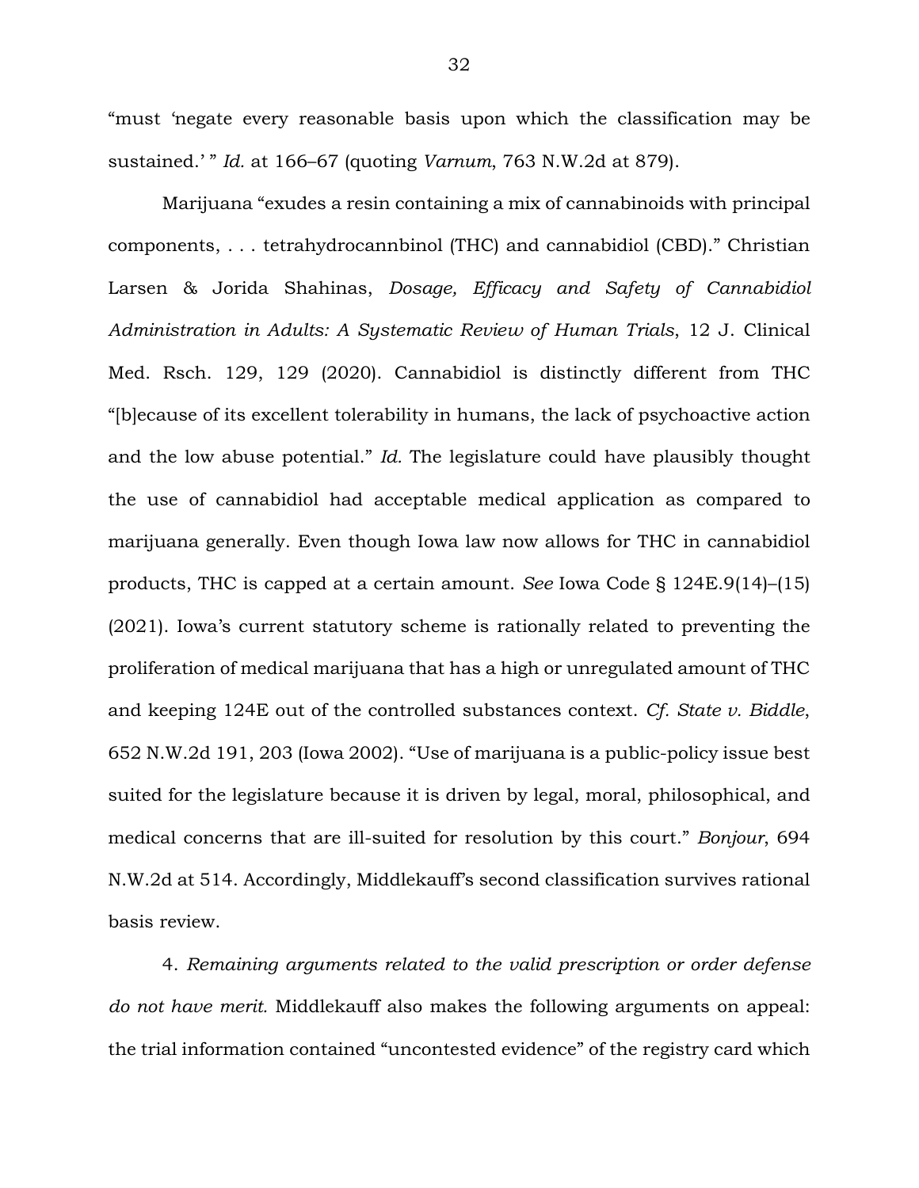"must 'negate every reasonable basis upon which the classification may be sustained.' " *Id.* at 166–67 (quoting *Varnum*, 763 N.W.2d at 879).

Marijuana "exudes a resin containing a mix of cannabinoids with principal components, . . . tetrahydrocannbinol (THC) and cannabidiol (CBD)." Christian Larsen & Jorida Shahinas, *Dosage, Efficacy and Safety of Cannabidiol Administration in Adults: A Systematic Review of Human Trials*, 12 J. Clinical Med. Rsch. 129, 129 (2020). Cannabidiol is distinctly different from THC "[b]ecause of its excellent tolerability in humans, the lack of psychoactive action and the low abuse potential." *Id.* The legislature could have plausibly thought the use of cannabidiol had acceptable medical application as compared to marijuana generally. Even though Iowa law now allows for THC in cannabidiol products, THC is capped at a certain amount. *See* Iowa Code § 124E.9(14)–(15) (2021). Iowa's current statutory scheme is rationally related to preventing the proliferation of medical marijuana that has a high or unregulated amount of THC and keeping 124E out of the controlled substances context. *Cf. State v. Biddle*, 652 N.W.2d 191, 203 (Iowa 2002). "Use of marijuana is a public-policy issue best suited for the legislature because it is driven by legal, moral, philosophical, and medical concerns that are ill-suited for resolution by this court." *Bonjour*, 694 N.W.2d at 514. Accordingly, Middlekauff's second classification survives rational basis review.

4. *Remaining arguments related to the valid prescription or order defense do not have merit.* Middlekauff also makes the following arguments on appeal: the trial information contained "uncontested evidence" of the registry card which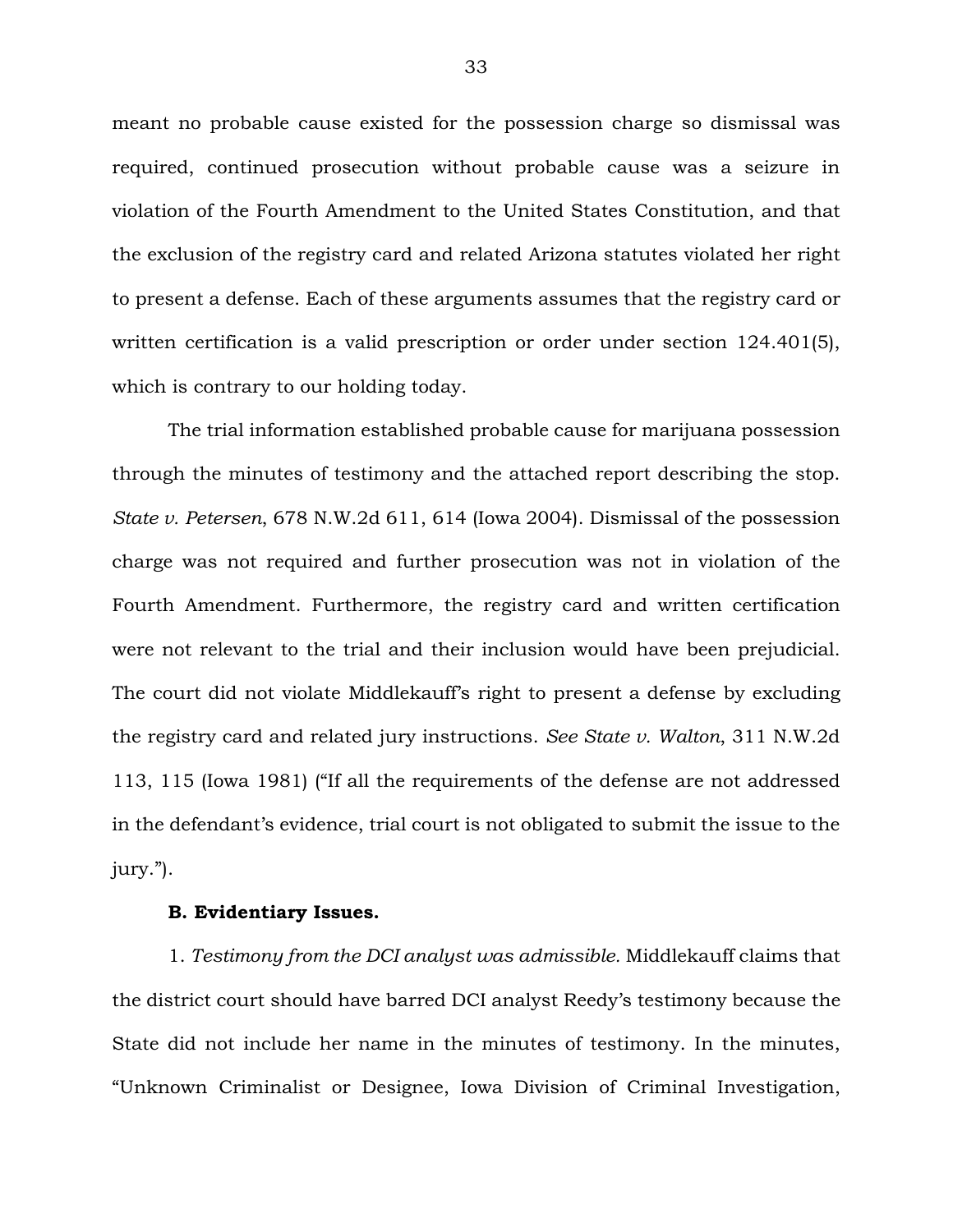meant no probable cause existed for the possession charge so dismissal was required, continued prosecution without probable cause was a seizure in violation of the Fourth Amendment to the United States Constitution, and that the exclusion of the registry card and related Arizona statutes violated her right to present a defense. Each of these arguments assumes that the registry card or written certification is a valid prescription or order under section 124.401(5), which is contrary to our holding today.

The trial information established probable cause for marijuana possession through the minutes of testimony and the attached report describing the stop. *State v. Petersen*, 678 N.W.2d 611, 614 (Iowa 2004). Dismissal of the possession charge was not required and further prosecution was not in violation of the Fourth Amendment. Furthermore, the registry card and written certification were not relevant to the trial and their inclusion would have been prejudicial. The court did not violate Middlekauff's right to present a defense by excluding the registry card and related jury instructions. *See State v. Walton*, 311 N.W.2d 113, 115 (Iowa 1981) ("If all the requirements of the defense are not addressed in the defendant's evidence, trial court is not obligated to submit the issue to the jury.").

**B. Evidentiary Issues.**

1. *Testimony from the DCI analyst was admissible.* Middlekauff claims that the district court should have barred DCI analyst Reedy's testimony because the State did not include her name in the minutes of testimony. In the minutes, "Unknown Criminalist or Designee, Iowa Division of Criminal Investigation,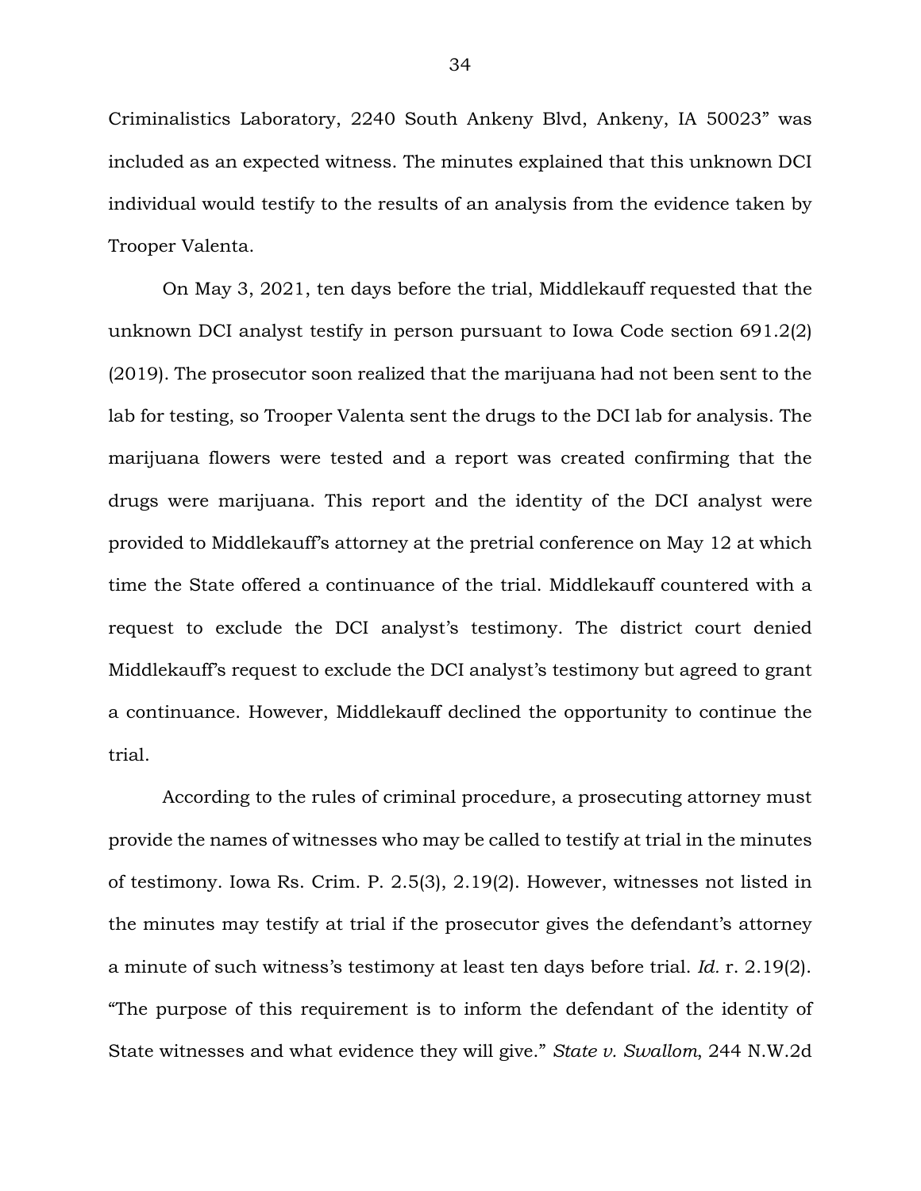Criminalistics Laboratory, 2240 South Ankeny Blvd, Ankeny, IA 50023" was included as an expected witness. The minutes explained that this unknown DCI individual would testify to the results of an analysis from the evidence taken by Trooper Valenta.

On May 3, 2021, ten days before the trial, Middlekauff requested that the unknown DCI analyst testify in person pursuant to Iowa Code section 691.2(2) (2019). The prosecutor soon realized that the marijuana had not been sent to the lab for testing, so Trooper Valenta sent the drugs to the DCI lab for analysis. The marijuana flowers were tested and a report was created confirming that the drugs were marijuana. This report and the identity of the DCI analyst were provided to Middlekauff's attorney at the pretrial conference on May 12 at which time the State offered a continuance of the trial. Middlekauff countered with a request to exclude the DCI analyst's testimony. The district court denied Middlekauff's request to exclude the DCI analyst's testimony but agreed to grant a continuance. However, Middlekauff declined the opportunity to continue the trial.

According to the rules of criminal procedure, a prosecuting attorney must provide the names of witnesses who may be called to testify at trial in the minutes of testimony. Iowa Rs. Crim. P. 2.5(3), 2.19(2). However, witnesses not listed in the minutes may testify at trial if the prosecutor gives the defendant's attorney a minute of such witness's testimony at least ten days before trial. *Id.* r. 2.19(2). "The purpose of this requirement is to inform the defendant of the identity of State witnesses and what evidence they will give." *State v. Swallom*, 244 N.W.2d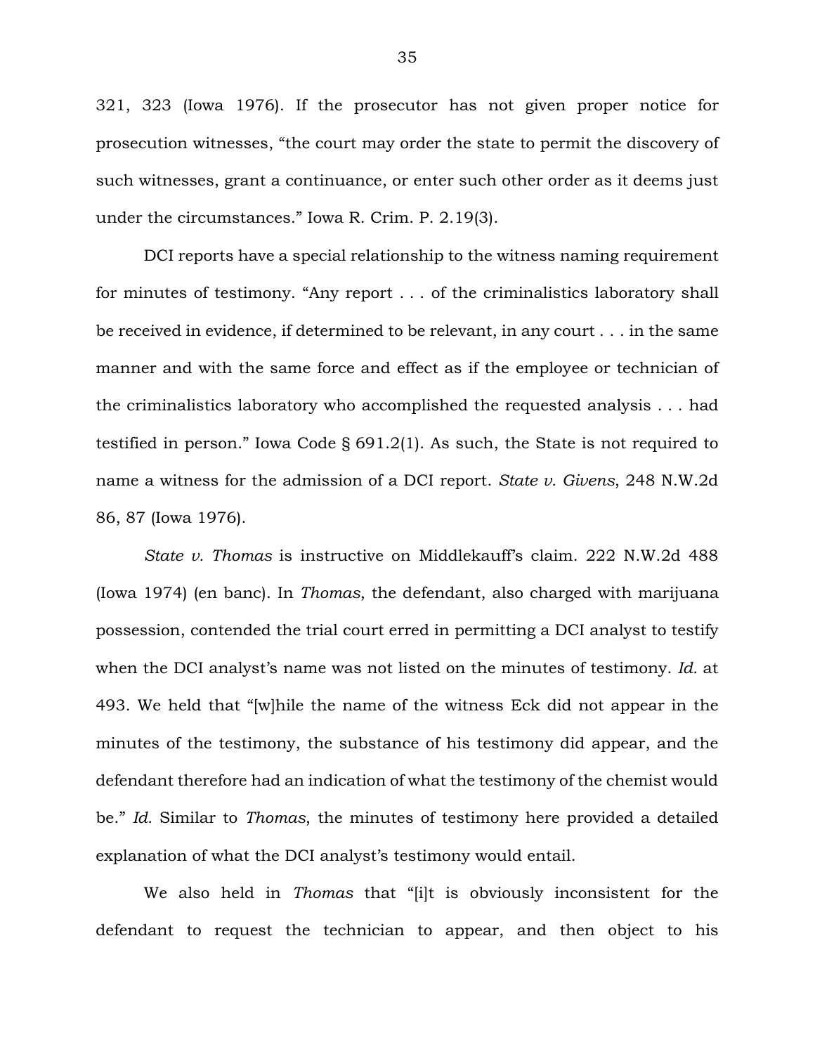321, 323 (Iowa 1976). If the prosecutor has not given proper notice for prosecution witnesses, "the court may order the state to permit the discovery of such witnesses, grant a continuance, or enter such other order as it deems just under the circumstances." Iowa R. Crim. P. 2.19(3).

DCI reports have a special relationship to the witness naming requirement for minutes of testimony. "Any report . . . of the criminalistics laboratory shall be received in evidence, if determined to be relevant, in any court . . . in the same manner and with the same force and effect as if the employee or technician of the criminalistics laboratory who accomplished the requested analysis . . . had testified in person." Iowa Code § 691.2(1). As such, the State is not required to name a witness for the admission of a DCI report. *State v. Givens*, 248 N.W.2d 86, 87 (Iowa 1976).

*State v. Thomas* is instructive on Middlekauff's claim. 222 N.W.2d 488 (Iowa 1974) (en banc). In *Thomas*, the defendant, also charged with marijuana possession, contended the trial court erred in permitting a DCI analyst to testify when the DCI analyst's name was not listed on the minutes of testimony. *Id.* at 493. We held that "[w]hile the name of the witness Eck did not appear in the minutes of the testimony, the substance of his testimony did appear, and the defendant therefore had an indication of what the testimony of the chemist would be." *Id.* Similar to *Thomas*, the minutes of testimony here provided a detailed explanation of what the DCI analyst's testimony would entail.

We also held in *Thomas* that "[i]t is obviously inconsistent for the defendant to request the technician to appear, and then object to his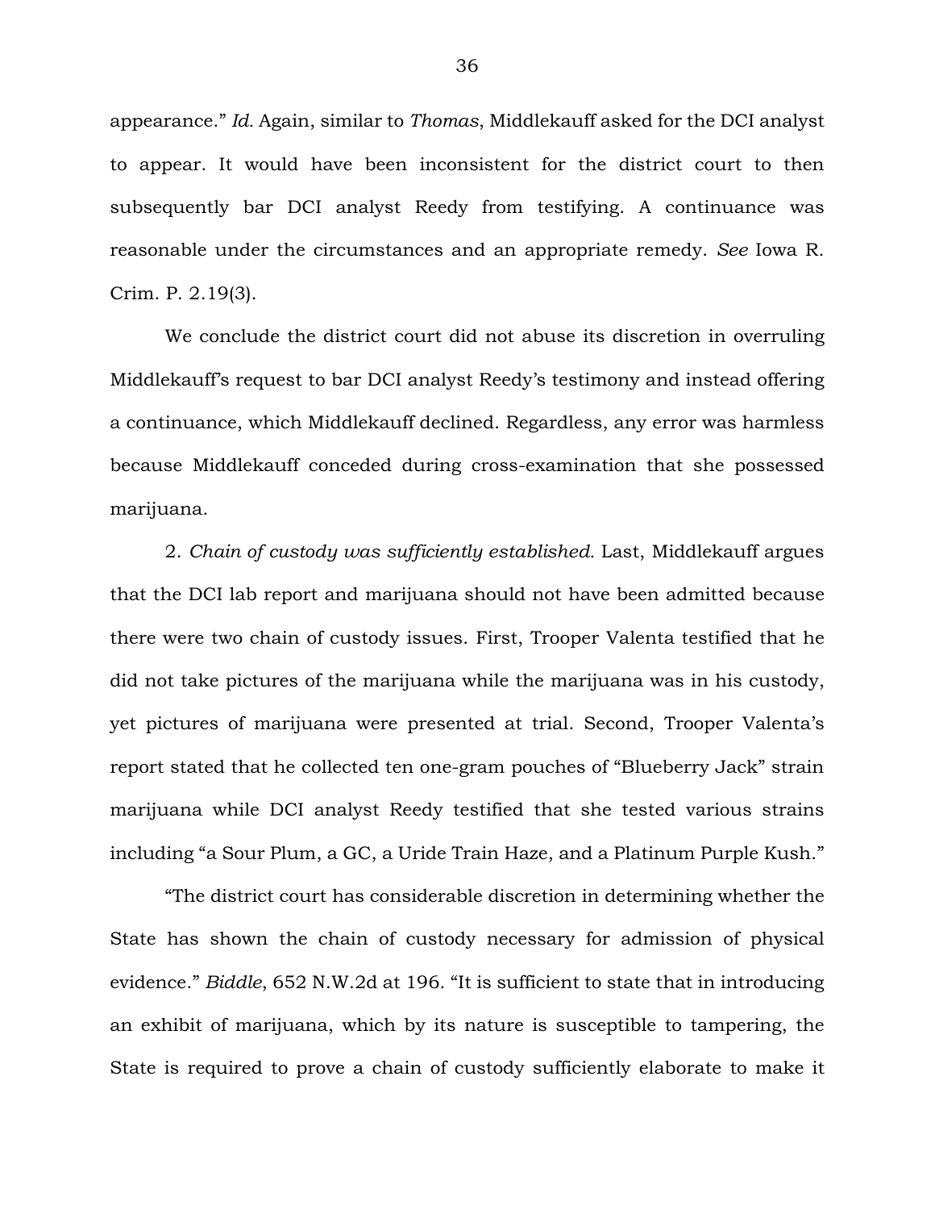appearance." *Id.* Again, similar to *Thomas*, Middlekauff asked for the DCI analyst to appear. It would have been inconsistent for the district court to then subsequently bar DCI analyst Reedy from testifying. A continuance was reasonable under the circumstances and an appropriate remedy. *See* Iowa R. Crim. P. 2.19(3).

We conclude the district court did not abuse its discretion in overruling Middlekauff's request to bar DCI analyst Reedy's testimony and instead offering a continuance, which Middlekauff declined. Regardless, any error was harmless because Middlekauff conceded during cross-examination that she possessed marijuana.

2. *Chain of custody was sufficiently established.* Last, Middlekauff argues that the DCI lab report and marijuana should not have been admitted because there were two chain of custody issues. First, Trooper Valenta testified that he did not take pictures of the marijuana while the marijuana was in his custody, yet pictures of marijuana were presented at trial. Second, Trooper Valenta's report stated that he collected ten one-gram pouches of "Blueberry Jack" strain marijuana while DCI analyst Reedy testified that she tested various strains including "a Sour Plum, a GC, a Uride Train Haze, and a Platinum Purple Kush."

"The district court has considerable discretion in determining whether the State has shown the chain of custody necessary for admission of physical evidence." *Biddle*, 652 N.W.2d at 196. "It is sufficient to state that in introducing an exhibit of marijuana, which by its nature is susceptible to tampering, the State is required to prove a chain of custody sufficiently elaborate to make it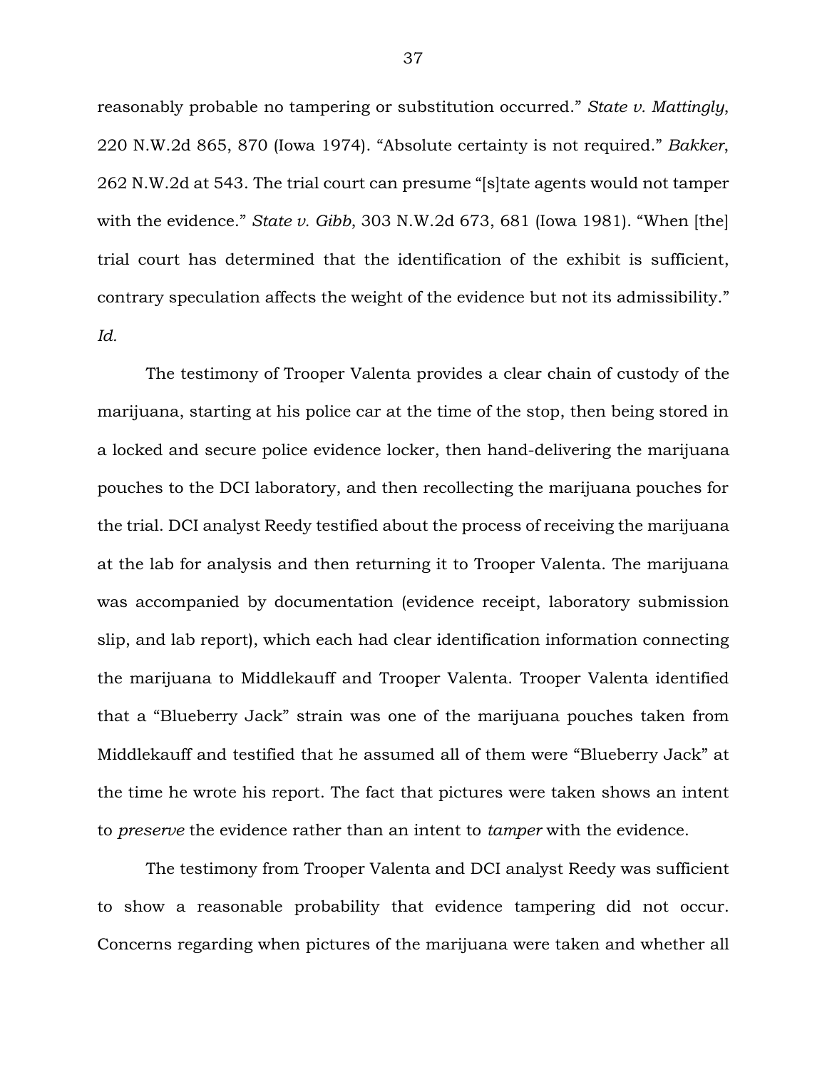reasonably probable no tampering or substitution occurred." *State v. Mattingly*, 220 N.W.2d 865, 870 (Iowa 1974). "Absolute certainty is not required." *Bakker*, 262 N.W.2d at 543. The trial court can presume "[s]tate agents would not tamper with the evidence." *State v. Gibb*, 303 N.W.2d 673, 681 (Iowa 1981). "When [the] trial court has determined that the identification of the exhibit is sufficient, contrary speculation affects the weight of the evidence but not its admissibility." *Id.*

The testimony of Trooper Valenta provides a clear chain of custody of the marijuana, starting at his police car at the time of the stop, then being stored in a locked and secure police evidence locker, then hand-delivering the marijuana pouches to the DCI laboratory, and then recollecting the marijuana pouches for the trial. DCI analyst Reedy testified about the process of receiving the marijuana at the lab for analysis and then returning it to Trooper Valenta. The marijuana was accompanied by documentation (evidence receipt, laboratory submission slip, and lab report), which each had clear identification information connecting the marijuana to Middlekauff and Trooper Valenta. Trooper Valenta identified that a "Blueberry Jack" strain was one of the marijuana pouches taken from Middlekauff and testified that he assumed all of them were "Blueberry Jack" at the time he wrote his report. The fact that pictures were taken shows an intent to *preserve* the evidence rather than an intent to *tamper* with the evidence.

The testimony from Trooper Valenta and DCI analyst Reedy was sufficient to show a reasonable probability that evidence tampering did not occur. Concerns regarding when pictures of the marijuana were taken and whether all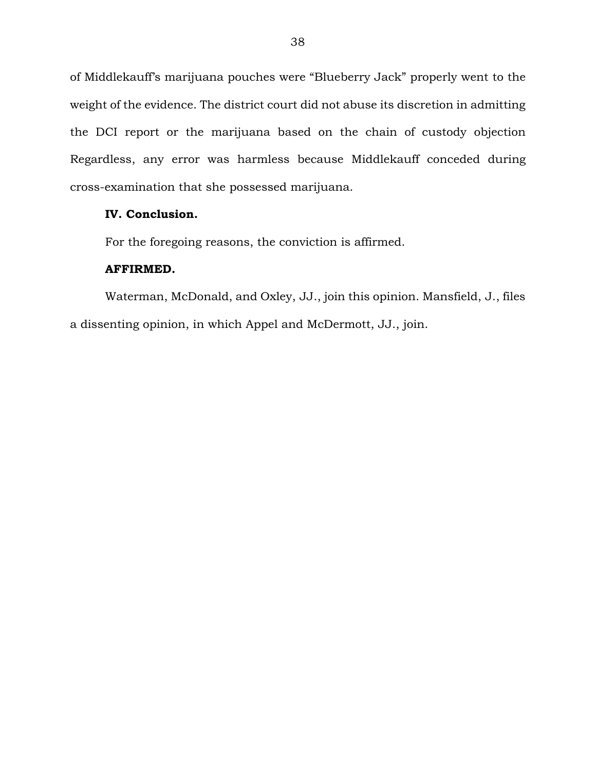of Middlekauff's marijuana pouches were "Blueberry Jack" properly went to the weight of the evidence. The district court did not abuse its discretion in admitting the DCI report or the marijuana based on the chain of custody objection Regardless, any error was harmless because Middlekauff conceded during cross-examination that she possessed marijuana.

**IV. Conclusion.**

For the foregoing reasons, the conviction is affirmed.

**AFFIRMED.**

Waterman, McDonald, and Oxley, JJ., join this opinion. Mansfield, J., files a dissenting opinion, in which Appel and McDermott, JJ., join.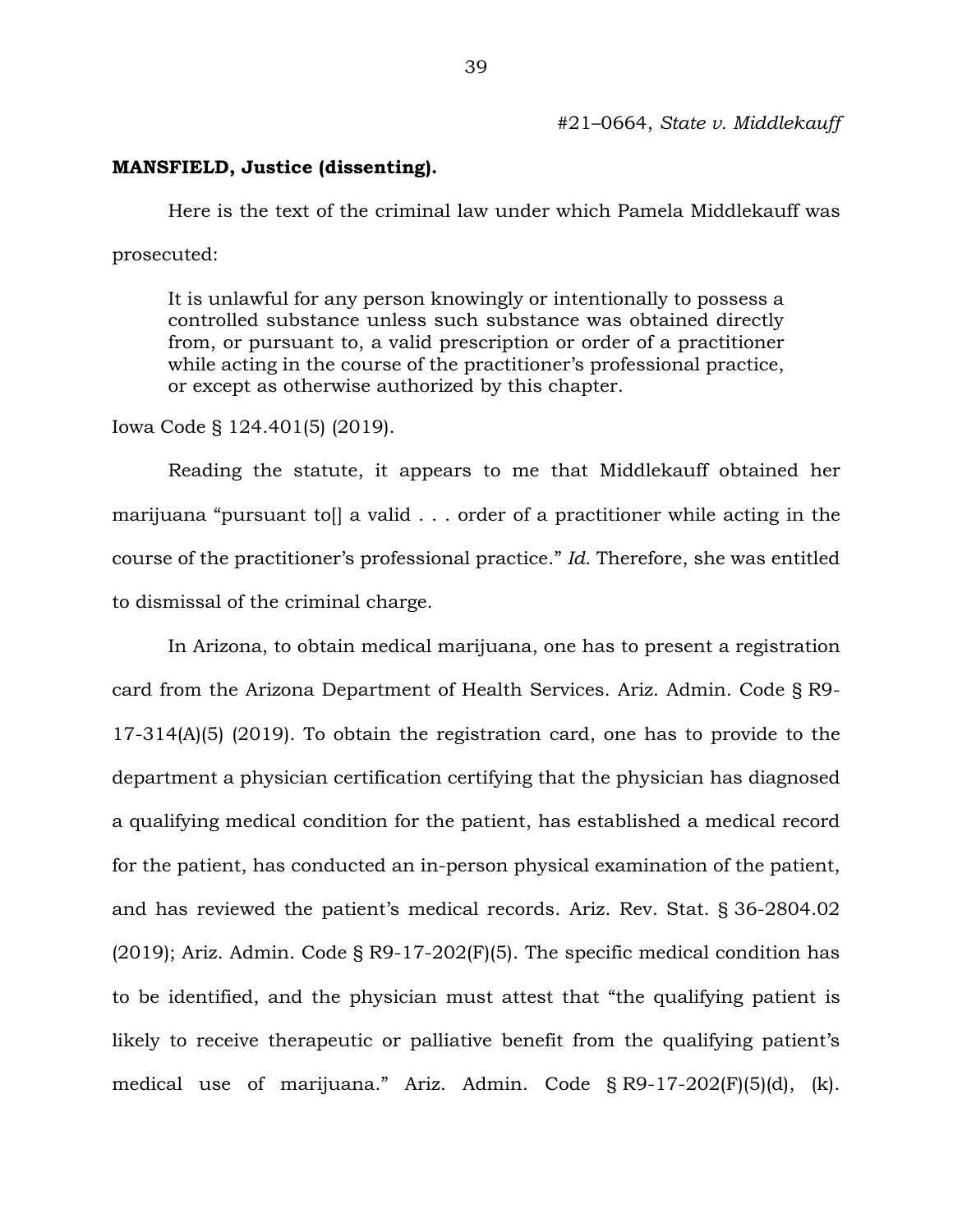**MANSFIELD, Justice (dissenting).**

Here is the text of the criminal law under which Pamela Middlekauff was prosecuted:

> It is unlawful for any person knowingly or intentionally to possess a controlled substance unless such substance was obtained directly from, or pursuant to, a valid prescription or order of a practitioner while acting in the course of the practitioner's professional practice, or except as otherwise authorized by this chapter.

Iowa Code § 124.401(5) (2019).

Reading the statute, it appears to me that Middlekauff obtained her marijuana "pursuant to[] a valid . . . order of a practitioner while acting in the course of the practitioner's professional practice." *Id.* Therefore, she was entitled to dismissal of the criminal charge.

In Arizona, to obtain medical marijuana, one has to present a registration card from the Arizona Department of Health Services. Ariz. Admin. Code § R9-17-314(A)(5) (2019). To obtain the registration card, one has to provide to the department a physician certification certifying that the physician has diagnosed a qualifying medical condition for the patient, has established a medical record for the patient, has conducted an in-person physical examination of the patient, and has reviewed the patient's medical records. Ariz. Rev. Stat. § 36-2804.02 (2019); Ariz. Admin. Code § R9-17-202(F)(5). The specific medical condition has to be identified, and the physician must attest that "the qualifying patient is likely to receive therapeutic or palliative benefit from the qualifying patient's medical use of marijuana." Ariz. Admin. Code § R9-17-202(F)(5)(d), (k).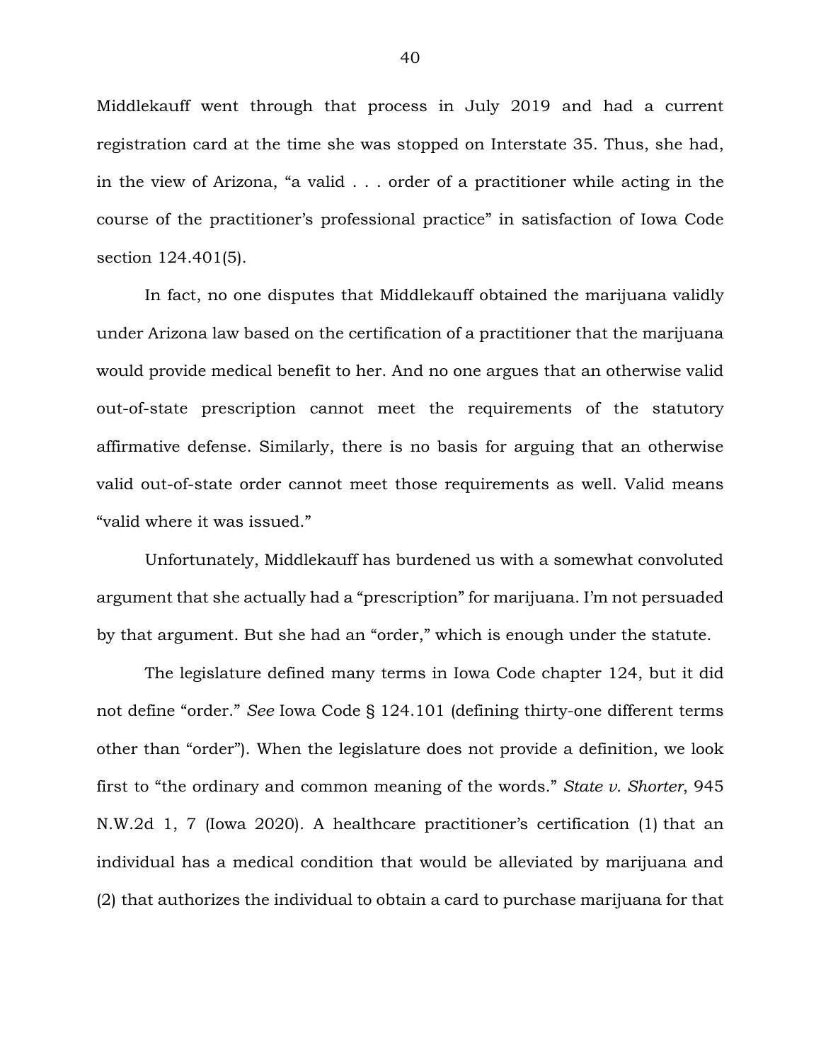Middlekauff went through that process in July 2019 and had a current registration card at the time she was stopped on Interstate 35. Thus, she had, in the view of Arizona, "a valid . . . order of a practitioner while acting in the course of the practitioner's professional practice" in satisfaction of Iowa Code section 124.401(5).

In fact, no one disputes that Middlekauff obtained the marijuana validly under Arizona law based on the certification of a practitioner that the marijuana would provide medical benefit to her. And no one argues that an otherwise valid out-of-state prescription cannot meet the requirements of the statutory affirmative defense. Similarly, there is no basis for arguing that an otherwise valid out-of-state order cannot meet those requirements as well. Valid means "valid where it was issued."

Unfortunately, Middlekauff has burdened us with a somewhat convoluted argument that she actually had a "prescription" for marijuana. I'm not persuaded by that argument. But she had an "order," which is enough under the statute.

The legislature defined many terms in Iowa Code chapter 124, but it did not define "order." *See* Iowa Code § 124.101 (defining thirty-one different terms other than "order"). When the legislature does not provide a definition, we look first to "the ordinary and common meaning of the words." *State v. Shorter*, 945 N.W.2d 1, 7 (Iowa 2020). A healthcare practitioner's certification (1) that an individual has a medical condition that would be alleviated by marijuana and (2) that authorizes the individual to obtain a card to purchase marijuana for that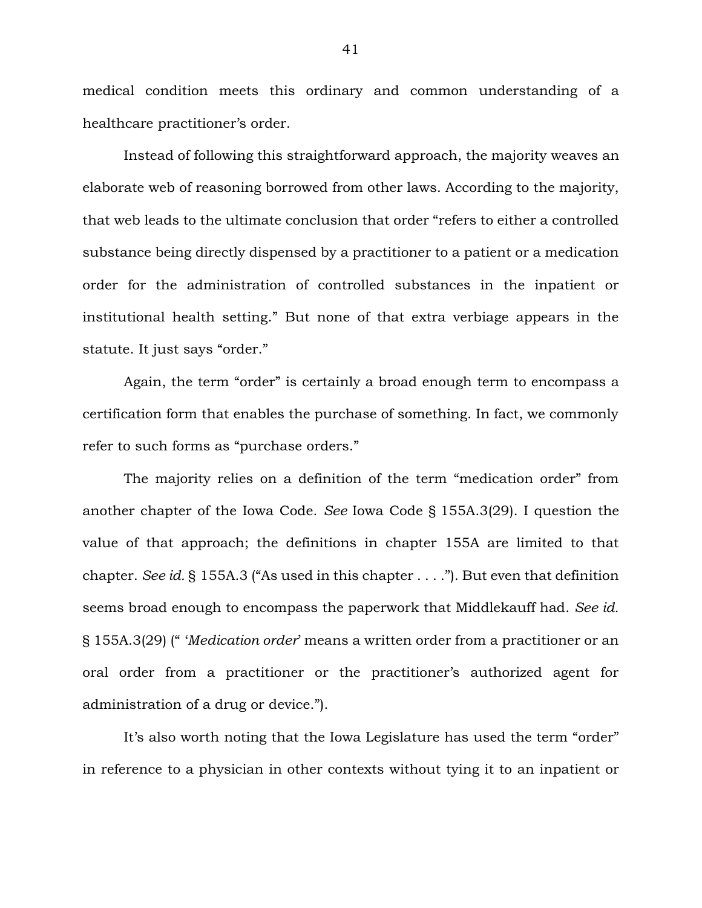medical condition meets this ordinary and common understanding of a healthcare practitioner's order.

Instead of following this straightforward approach, the majority weaves an elaborate web of reasoning borrowed from other laws. According to the majority, that web leads to the ultimate conclusion that order "refers to either a controlled substance being directly dispensed by a practitioner to a patient or a medication order for the administration of controlled substances in the inpatient or institutional health setting." But none of that extra verbiage appears in the statute. It just says "order."

Again, the term "order" is certainly a broad enough term to encompass a certification form that enables the purchase of something. In fact, we commonly refer to such forms as "purchase orders."

The majority relies on a definition of the term "medication order" from another chapter of the Iowa Code. *See* Iowa Code § 155A.3(29). I question the value of that approach; the definitions in chapter 155A are limited to that chapter. *See id.* § 155A.3 ("As used in this chapter . . . ."). But even that definition seems broad enough to encompass the paperwork that Middlekauff had. *See id.* § 155A.3(29) (" '*Medication order*' means a written order from a practitioner or an oral order from a practitioner or the practitioner's authorized agent for administration of a drug or device.").

It's also worth noting that the Iowa Legislature has used the term "order" in reference to a physician in other contexts without tying it to an inpatient or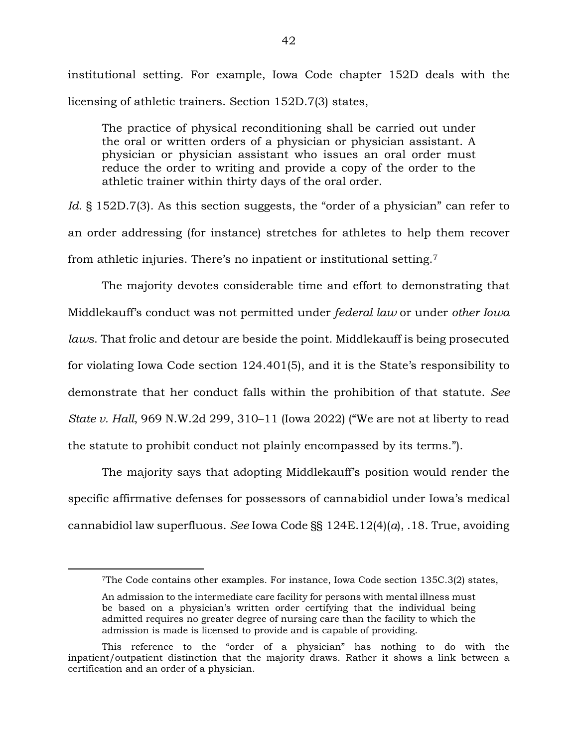institutional setting. For example, Iowa Code chapter 152D deals with the licensing of athletic trainers. Section 152D.7(3) states,

> The practice of physical reconditioning shall be carried out under the oral or written orders of a physician or physician assistant. A physician or physician assistant who issues an oral order must reduce the order to writing and provide a copy of the order to the athletic trainer within thirty days of the oral order.

*Id.* § 152D.7(3). As this section suggests, the "order of a physician" can refer to an order addressing (for instance) stretches for athletes to help them recover from athletic injuries. There's no inpatient or institutional setting.[7]

The majority devotes considerable time and effort to demonstrating that Middlekauff's conduct was not permitted under *federal law* or under *other Iowa laws*. That frolic and detour are beside the point. Middlekauff is being prosecuted for violating Iowa Code section 124.401(5), and it is the State's responsibility to demonstrate that her conduct falls within the prohibition of that statute. *See State v. Hall*, 969 N.W.2d 299, 310–11 (Iowa 2022) ("We are not at liberty to read the statute to prohibit conduct not plainly encompassed by its terms.").

The majority says that adopting Middlekauff's position would render the specific affirmative defenses for possessors of cannabidiol under Iowa's medical cannabidiol law superfluous. *See* Iowa Code §§ 124E.12(4)(*a*), .18. True, avoiding

---

[7]The Code contains other examples. For instance, Iowa Code section 135C.3(2) states,

> An admission to the intermediate care facility for persons with mental illness must be based on a physician's written order certifying that the individual being admitted requires no greater degree of nursing care than the facility to which the admission is made is licensed to provide and is capable of providing.

This reference to the "order of a physician" has nothing to do with the inpatient/outpatient distinction that the majority draws. Rather it shows a link between a certification and an order of a physician.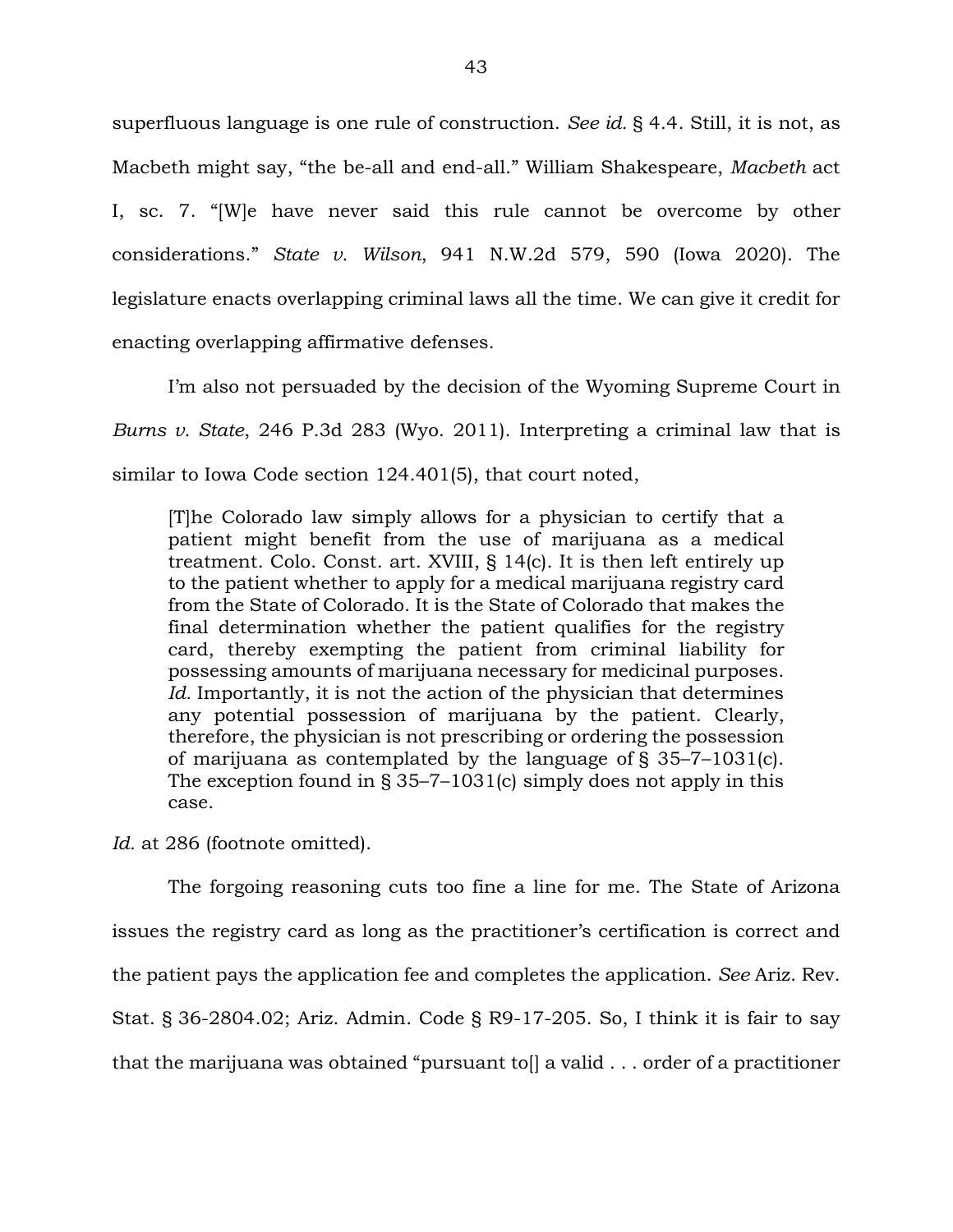superfluous language is one rule of construction. *See id.* § 4.4. Still, it is not, as Macbeth might say, "the be-all and end-all." William Shakespeare, *Macbeth* act I, sc. 7. "[W]e have never said this rule cannot be overcome by other considerations." *State v. Wilson*, 941 N.W.2d 579, 590 (Iowa 2020). The legislature enacts overlapping criminal laws all the time. We can give it credit for enacting overlapping affirmative defenses.

I'm also not persuaded by the decision of the Wyoming Supreme Court in *Burns v. State*, 246 P.3d 283 (Wyo. 2011). Interpreting a criminal law that is similar to Iowa Code section 124.401(5), that court noted,

> [T]he Colorado law simply allows for a physician to certify that a patient might benefit from the use of marijuana as a medical treatment. Colo. Const. art. XVIII, § 14(c). It is then left entirely up to the patient whether to apply for a medical marijuana registry card from the State of Colorado. It is the State of Colorado that makes the final determination whether the patient qualifies for the registry card, thereby exempting the patient from criminal liability for possessing amounts of marijuana necessary for medicinal purposes. *Id.* Importantly, it is not the action of the physician that determines any potential possession of marijuana by the patient. Clearly, therefore, the physician is not prescribing or ordering the possession of marijuana as contemplated by the language of § 35–7–1031(c). The exception found in § 35–7–1031(c) simply does not apply in this case.

*Id.* at 286 (footnote omitted).

The forgoing reasoning cuts too fine a line for me. The State of Arizona issues the registry card as long as the practitioner's certification is correct and the patient pays the application fee and completes the application. *See* Ariz. Rev. Stat. § 36-2804.02; Ariz. Admin. Code § R9-17-205. So, I think it is fair to say that the marijuana was obtained "pursuant to[] a valid . . . order of a practitioner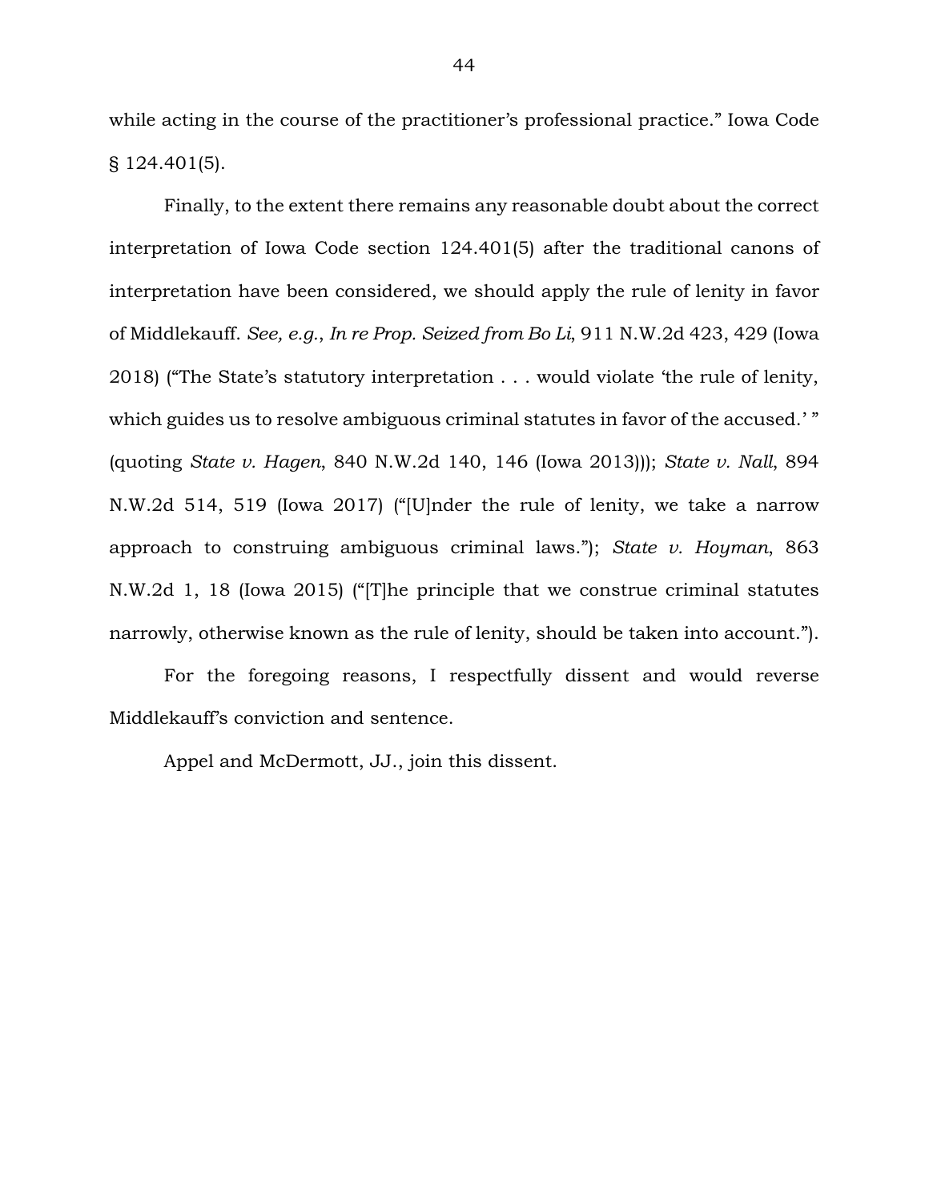while acting in the course of the practitioner's professional practice." Iowa Code § 124.401(5).

Finally, to the extent there remains any reasonable doubt about the correct interpretation of Iowa Code section 124.401(5) after the traditional canons of interpretation have been considered, we should apply the rule of lenity in favor of Middlekauff. *See, e.g.*, *In re Prop. Seized from Bo Li*, 911 N.W.2d 423, 429 (Iowa 2018) ("The State's statutory interpretation . . . would violate 'the rule of lenity, which guides us to resolve ambiguous criminal statutes in favor of the accused.' " (quoting *State v. Hagen*, 840 N.W.2d 140, 146 (Iowa 2013))); *State v. Nall*, 894 N.W.2d 514, 519 (Iowa 2017) ("[U]nder the rule of lenity, we take a narrow approach to construing ambiguous criminal laws."); *State v. Hoyman*, 863 N.W.2d 1, 18 (Iowa 2015) ("[T]he principle that we construe criminal statutes narrowly, otherwise known as the rule of lenity, should be taken into account.").

For the foregoing reasons, I respectfully dissent and would reverse Middlekauff's conviction and sentence.

Appel and McDermott, JJ., join this dissent.